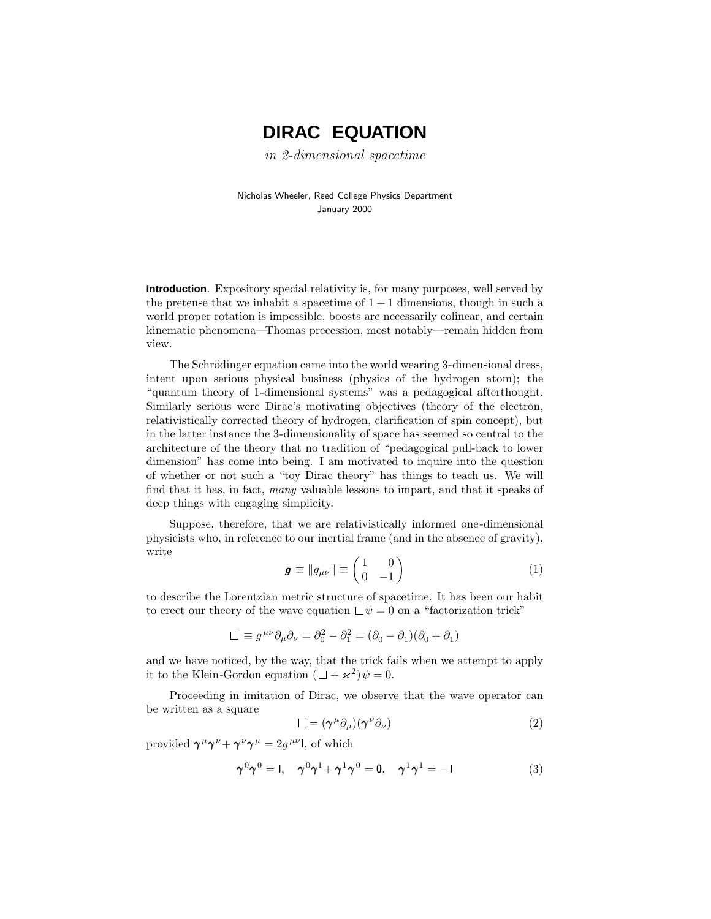# DIRAC EQUATION

*in 2-dimensional spacetime*

Nicholas Wheeler, Reed College Physics Department
January 2000

**Introduction**. Expository special relativity is, for many purposes, well served by the pretense that we inhabit a spacetime of $1+1$ dimensions, though in such a world proper rotation is impossible, boosts are necessarily colinear, and certain kinematic phenomena—Thomas precession, most notably—remain hidden from view.

The Schrödinger equation came into the world wearing 3-dimensional dress, intent upon serious physical business (physics of the hydrogen atom); the "quantum theory of 1-dimensional systems" was a pedagogical afterthought. Similarly serious were Dirac's motivating objectives (theory of the electron, relativistically corrected theory of hydrogen, clarification of spin concept), but in the latter instance the 3-dimensionality of space has seemed so central to the architecture of the theory that no tradition of "pedagogical pull-back to lower dimension" has come into being. I am motivated to inquire into the question of whether or not such a "toy Dirac theory" has things to teach us. We will find that it has, in fact, *many* valuable lessons to impart, and that it speaks of deep things with engaging simplicity.

Suppose, therefore, that we are relativistically informed one-dimensional physicists who, in reference to our inertial frame (and in the absence of gravity), write

$$\boldsymbol{g} \equiv \|g_{\mu\nu}\| \equiv \begin{pmatrix} 1 & 0 \\ 0 & -1 \end{pmatrix} \tag{1}$$

to describe the Lorentzian metric structure of spacetime. It has been our habit to erect our theory of the wave equation $\square\psi = 0$ on a "factorization trick"

$$\square \equiv g^{\mu\nu}\partial_\mu\partial_\nu = \partial_0^2 - \partial_1^2 = (\partial_0 - \partial_1)(\partial_0 + \partial_1)$$

and we have noticed, by the way, that the trick fails when we attempt to apply it to the Klein-Gordon equation $(\square + \varkappa^2)\psi = 0$.

Proceeding in imitation of Dirac, we observe that the wave operator can be written as a square

$$\square = (\boldsymbol{\gamma}^\mu\partial_\mu)(\boldsymbol{\gamma}^\nu\partial_\nu) \tag{2}$$

provided $\boldsymbol{\gamma}^\mu\boldsymbol{\gamma}^\nu + \boldsymbol{\gamma}^\nu\boldsymbol{\gamma}^\mu = 2g^{\mu\nu}\mathbf{I}$, of which

$$\boldsymbol{\gamma}^0\boldsymbol{\gamma}^0 = \mathbf{I}, \quad \boldsymbol{\gamma}^0\boldsymbol{\gamma}^1 + \boldsymbol{\gamma}^1\boldsymbol{\gamma}^0 = \mathbf{0}, \quad \boldsymbol{\gamma}^1\boldsymbol{\gamma}^1 = -\mathbf{I} \tag{3}$$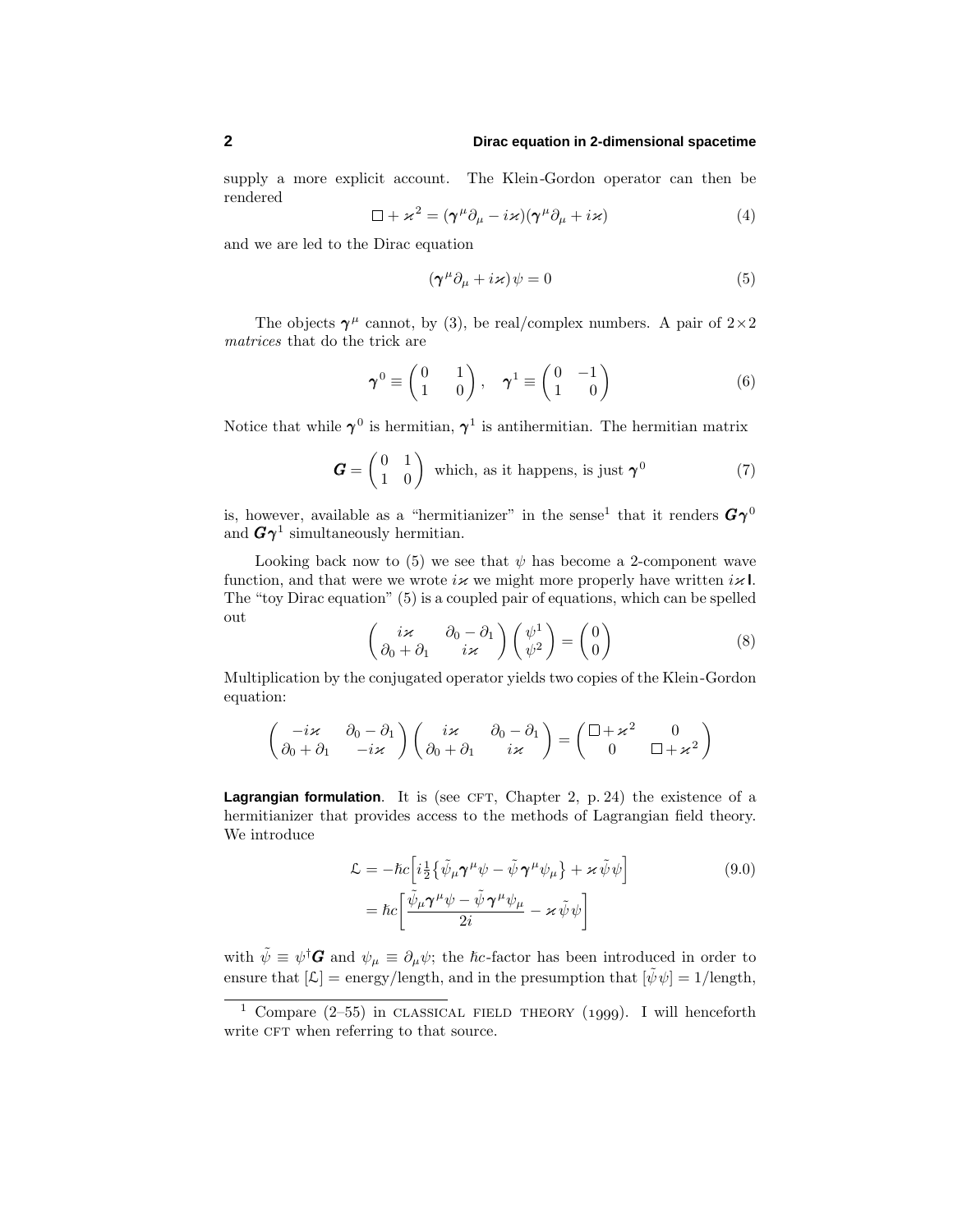supply a more explicit account. The Klein-Gordon operator can then be rendered

$$\square + \varkappa^2 = (\boldsymbol{\gamma}^\mu \partial_\mu - i\varkappa)(\boldsymbol{\gamma}^\mu \partial_\mu + i\varkappa) \tag{4}$$

and we are led to the Dirac equation

$$(\boldsymbol{\gamma}^\mu \partial_\mu + i\varkappa)\,\psi = 0 \tag{5}$$

The objects $\boldsymbol{\gamma}^\mu$ cannot, by (3), be real/complex numbers. A pair of $2\times 2$ *matrices* that do the trick are

$$\boldsymbol{\gamma}^0 \equiv \begin{pmatrix} 0 & 1 \\ 1 & 0 \end{pmatrix}, \quad \boldsymbol{\gamma}^1 \equiv \begin{pmatrix} 0 & -1 \\ 1 & 0 \end{pmatrix} \tag{6}$$

Notice that while $\boldsymbol{\gamma}^0$ is hermitian, $\boldsymbol{\gamma}^1$ is antihermitian. The hermitian matrix

$$\boldsymbol{G} = \begin{pmatrix} 0 & 1 \\ 1 & 0 \end{pmatrix} \text{ which, as it happens, is just } \boldsymbol{\gamma}^0 \tag{7}$$

is, however, available as a "hermitianizer" in the sense[1] that it renders $\boldsymbol{G}\boldsymbol{\gamma}^0$ and $\boldsymbol{G}\boldsymbol{\gamma}^1$ simultaneously hermitian.

Looking back now to (5) we see that $\psi$ has become a 2-component wave function, and that were we wrote $i\varkappa$ we might more properly have written $i\varkappa\mathbf{I}$. The "toy Dirac equation" (5) is a coupled pair of equations, which can be spelled out

$$\begin{pmatrix} i\varkappa & \partial_0 - \partial_1 \\ \partial_0 + \partial_1 & i\varkappa \end{pmatrix} \begin{pmatrix} \psi^1 \\ \psi^2 \end{pmatrix} = \begin{pmatrix} 0 \\ 0 \end{pmatrix} \tag{8}$$

Multiplication by the conjugated operator yields two copies of the Klein-Gordon equation:

$$\begin{pmatrix} -i\varkappa & \partial_0 - \partial_1 \\ \partial_0 + \partial_1 & -i\varkappa \end{pmatrix} \begin{pmatrix} i\varkappa & \partial_0 - \partial_1 \\ \partial_0 + \partial_1 & i\varkappa \end{pmatrix} = \begin{pmatrix} \square + \varkappa^2 & 0 \\ 0 & \square + \varkappa^2 \end{pmatrix}$$

**Lagrangian formulation**. It is (see CFT, Chapter 2, p. 24) the existence of a hermitianizer that provides access to the methods of Lagrangian field theory. We introduce

$$\begin{aligned} \mathcal{L} &= -\hbar c\Big[ i\tfrac{1}{2}\big\{ \tilde{\psi}_\mu \boldsymbol{\gamma}^\mu \psi - \tilde{\psi}\,\boldsymbol{\gamma}^\mu \psi_\mu \big\} + \varkappa\,\tilde{\psi}\,\psi \Big] \\ &= \hbar c\Big[ \frac{\tilde{\psi}_\mu \boldsymbol{\gamma}^\mu \psi - \tilde{\psi}\,\boldsymbol{\gamma}^\mu \psi_\mu}{2i} - \varkappa\,\tilde{\psi}\,\psi \Big] \end{aligned} \tag{9.0}$$

with $\tilde{\psi} \equiv \psi^\dagger \boldsymbol{G}$ and $\psi_\mu \equiv \partial_\mu \psi$; the $\hbar c$-factor has been introduced in order to ensure that $[\mathcal{L}] = $ energy/length, and in the presumption that $[\tilde{\psi}\psi] = 1/$length,

[1] Compare (2–55) in CLASSICAL FIELD THEORY (1999). I will henceforth write CFT when referring to that source.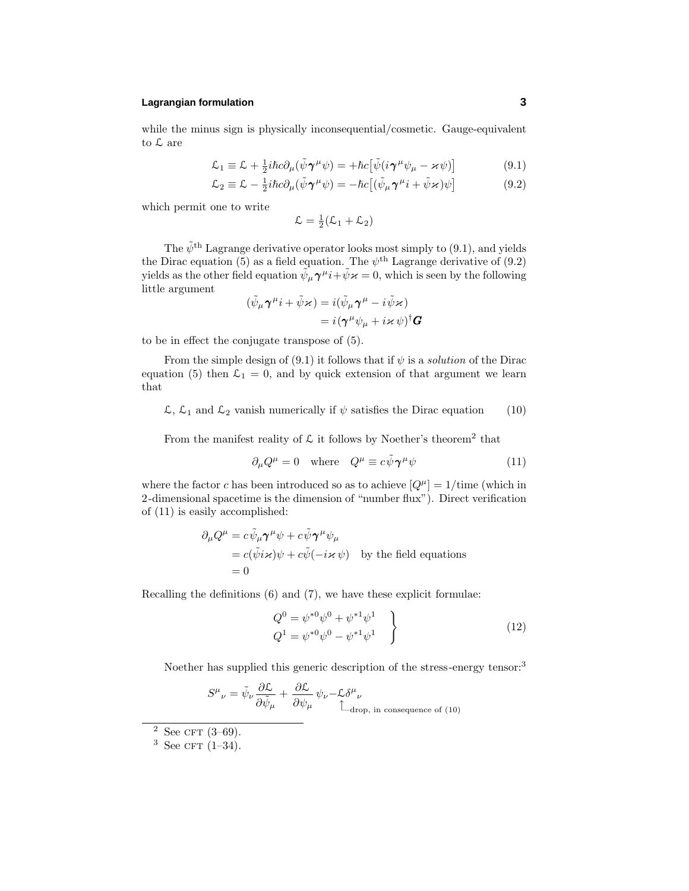while the minus sign is physically inconsequential/cosmetic. Gauge-equivalent to $\mathcal{L}$ are

$$\mathcal{L}_1 \equiv \mathcal{L} + \tfrac{1}{2}i\hbar c\partial_\mu(\tilde{\psi}\boldsymbol{\gamma}^\mu\psi) = +\hbar c\big[\tilde{\psi}(i\boldsymbol{\gamma}^\mu\psi_\mu - \varkappa\psi)\big] \tag{9.1}$$

$$\mathcal{L}_2 \equiv \mathcal{L} - \tfrac{1}{2}i\hbar c\partial_\mu(\tilde{\psi}\boldsymbol{\gamma}^\mu\psi) = -\hbar c\big[(\tilde{\psi}_\mu\boldsymbol{\gamma}^\mu i + \tilde{\psi}\varkappa)\psi\big] \tag{9.2}$$

which permit one to write

$$\mathcal{L} = \tfrac{1}{2}(\mathcal{L}_1 + \mathcal{L}_2)$$

The $\tilde{\psi}^{\text{th}}$ Lagrange derivative operator looks most simply to (9.1), and yields the Dirac equation (5) as a field equation. The $\psi^{\text{th}}$ Lagrange derivative of (9.2) yields as the other field equation $\tilde{\psi}_\mu\boldsymbol{\gamma}^\mu i + \tilde{\psi}\varkappa = 0$, which is seen by the following little argument

$$\begin{aligned}(\tilde{\psi}_\mu\boldsymbol{\gamma}^\mu i + \tilde{\psi}\varkappa) &= i(\tilde{\psi}_\mu\boldsymbol{\gamma}^\mu - i\tilde{\psi}\varkappa)\\ &= i(\boldsymbol{\gamma}^\mu\psi_\mu + i\varkappa\,\psi)^\dagger\boldsymbol{G}\end{aligned}$$

to be in effect the conjugate transpose of (5).

From the simple design of (9.1) it follows that if $\psi$ is a *solution* of the Dirac equation (5) then $\mathcal{L}_1 = 0$, and by quick extension of that argument we learn that

$$\mathcal{L},\ \mathcal{L}_1 \text{ and } \mathcal{L}_2 \text{ vanish numerically if } \psi \text{ satisfies the Dirac equation} \tag{10}$$

From the manifest reality of $\mathcal{L}$ it follows by Noether's theorem[2] that

$$\partial_\mu Q^\mu = 0 \quad \text{where} \quad Q^\mu \equiv c\,\tilde{\psi}\boldsymbol{\gamma}^\mu\psi \tag{11}$$

where the factor $c$ has been introduced so as to achieve $[Q^\mu] = 1/\text{time}$ (which in 2-dimensional spacetime is the dimension of "number flux"). Direct verification of (11) is easily accomplished:

$$\begin{aligned}\partial_\mu Q^\mu &= c\,\tilde{\psi}_\mu\boldsymbol{\gamma}^\mu\psi + c\,\tilde{\psi}\boldsymbol{\gamma}^\mu\psi_\mu\\ &= c(\tilde{\psi}i\varkappa)\psi + c\,\tilde{\psi}(-i\varkappa\,\psi) \quad \text{by the field equations}\\ &= 0\end{aligned}$$

Recalling the definitions (6) and (7), we have these explicit formulae:

$$\left.\begin{aligned}Q^0 &= \psi^{*0}\psi^0 + \psi^{*1}\psi^1\\ Q^1 &= \psi^{*0}\psi^0 - \psi^{*1}\psi^1\end{aligned}\right\} \tag{12}$$

Noether has supplied this generic description of the stress-energy tensor:[3]

$$S^\mu{}_\nu = \tilde{\psi}_\nu\frac{\partial\mathcal{L}}{\partial\tilde{\psi}_\mu} + \frac{\partial\mathcal{L}}{\partial\psi_\mu}\,\psi_\nu \underbrace{-\mathcal{L}\delta^\mu{}_\nu}_{\text{drop, in consequence of (10)}}$$

---

[2] See CFT (3–69).

[3] See CFT (1–34).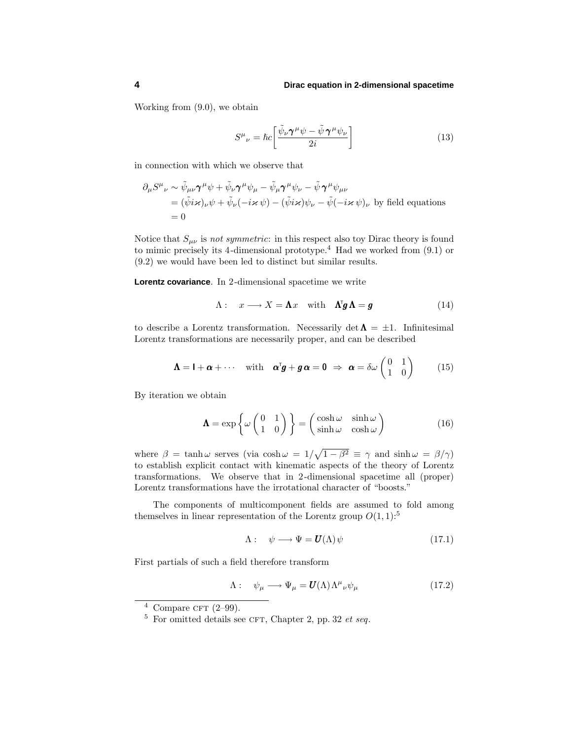Working from (9.0), we obtain

$$S^{\mu}{}_{\nu} = \hbar c \left[ \frac{\tilde{\psi}_{\nu}\boldsymbol{\gamma}^{\mu}\psi - \tilde{\psi}\,\boldsymbol{\gamma}^{\mu}\psi_{\nu}}{2i} \right] \tag{13}$$

in connection with which we observe that

$$\begin{aligned}
\partial_{\mu} S^{\mu}{}_{\nu} &\sim \tilde{\psi}_{\mu\nu}\boldsymbol{\gamma}^{\mu}\psi + \tilde{\psi}_{\nu}\boldsymbol{\gamma}^{\mu}\psi_{\mu} - \tilde{\psi}_{\mu}\boldsymbol{\gamma}^{\mu}\psi_{\nu} - \tilde{\psi}\,\boldsymbol{\gamma}^{\mu}\psi_{\mu\nu} \\
&= (\tilde{\psi} i\varkappa)_{\nu}\psi + \tilde{\psi}_{\nu}(-i\varkappa\,\psi) - (\tilde{\psi} i\varkappa)\psi_{\nu} - \tilde{\psi}(-i\varkappa\,\psi)_{\nu} \text{ by field equations} \\
&= 0
\end{aligned}$$

Notice that $S_{\mu\nu}$ is *not symmetric*: in this respect also toy Dirac theory is found to mimic precisely its 4-dimensional prototype.[4] Had we worked from (9.1) or (9.2) we would have been led to distinct but similar results.

**Lorentz covariance**. In 2-dimensional spacetime we write

$$\Lambda: \quad x \longrightarrow X = \boldsymbol{\Lambda} x \quad \text{with} \quad \boldsymbol{\Lambda}^{\mathsf{T}}\boldsymbol{g}\,\boldsymbol{\Lambda} = \boldsymbol{g} \tag{14}$$

to describe a Lorentz transformation. Necessarily $\det\boldsymbol{\Lambda} = \pm 1$. Infinitesimal Lorentz transformations are necessarily proper, and can be described

$$\boldsymbol{\Lambda} = \mathbf{I} + \boldsymbol{\alpha} + \cdots \quad \text{with} \quad \boldsymbol{\alpha}^{\mathsf{T}}\boldsymbol{g} + \boldsymbol{g}\,\boldsymbol{\alpha} = \mathbf{0} \;\Rightarrow\; \boldsymbol{\alpha} = \delta\omega \begin{pmatrix} 0 & 1 \\ 1 & 0 \end{pmatrix} \tag{15}$$

By iteration we obtain

$$\boldsymbol{\Lambda} = \exp\left\{ \omega \begin{pmatrix} 0 & 1 \\ 1 & 0 \end{pmatrix} \right\} = \begin{pmatrix} \cosh\omega & \sinh\omega \\ \sinh\omega & \cosh\omega \end{pmatrix} \tag{16}$$

where $\beta = \tanh\omega$ serves (via $\cosh\omega = 1/\sqrt{1-\beta^2} \equiv \gamma$ and $\sinh\omega = \beta/\gamma$) to establish explicit contact with kinematic aspects of the theory of Lorentz transformations. We observe that in 2-dimensional spacetime all (proper) Lorentz transformations have the irrotational character of "boosts."

The components of multicomponent fields are assumed to fold among themselves in linear representation of the Lorentz group $O(1,1)$:[5]

$$\Lambda: \quad \psi \longrightarrow \Psi = \boldsymbol{U}(\Lambda)\,\psi \tag{17.1}$$

First partials of such a field therefore transform

$$\Lambda: \quad \psi_{\mu} \longrightarrow \Psi_{\mu} = \boldsymbol{U}(\Lambda)\,\Lambda^{\mu}{}_{\nu}\psi_{\mu} \tag{17.2}$$

---

[4] Compare CFT (2–99).

[5] For omitted details see CFT, Chapter 2, pp. 32 *et seq*.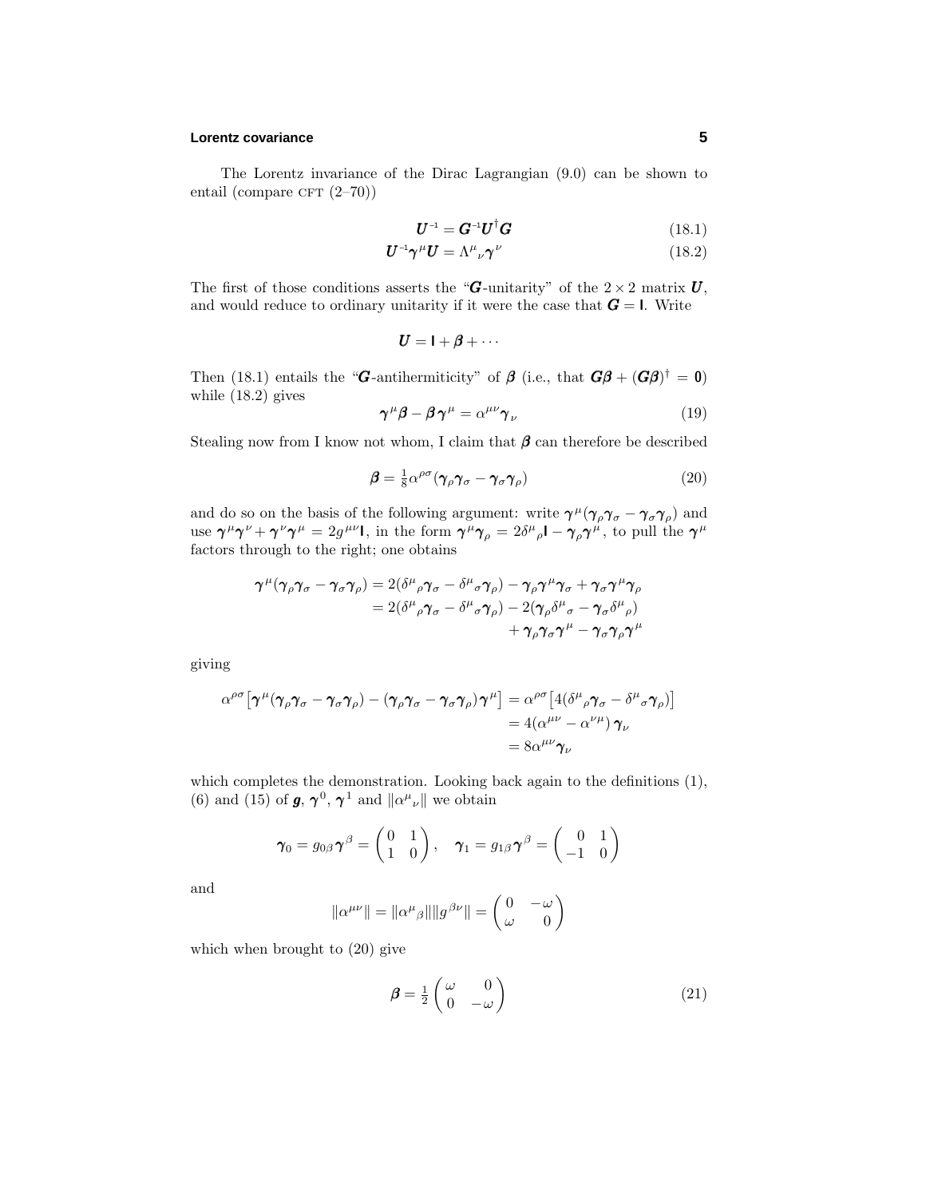The Lorentz invariance of the Dirac Lagrangian (9.0) can be shown to entail (compare CFT (2–70))

$$\boldsymbol{U}^{-1} = \boldsymbol{G}^{-1}\boldsymbol{U}^\dagger\boldsymbol{G} \tag{18.1}$$

$$\boldsymbol{U}^{-1}\boldsymbol{\gamma}^\mu\boldsymbol{U} = \Lambda^\mu{}_\nu\boldsymbol{\gamma}^\nu \tag{18.2}$$

The first of those conditions asserts the "$\boldsymbol{G}$-unitarity" of the $2\times 2$ matrix $\boldsymbol{U}$, and would reduce to ordinary unitarity if it were the case that $\boldsymbol{G} = \mathbf{I}$. Write

$$\boldsymbol{U} = \mathbf{I} + \boldsymbol{\beta} + \cdots$$

Then (18.1) entails the "$\boldsymbol{G}$-antihermiticity" of $\boldsymbol{\beta}$ (i.e., that $\boldsymbol{G\beta} + (\boldsymbol{G\beta})^\dagger = \mathbf{0}$) while (18.2) gives

$$\boldsymbol{\gamma}^\mu\boldsymbol{\beta} - \boldsymbol{\beta}\boldsymbol{\gamma}^\mu = \alpha^{\mu\nu}\boldsymbol{\gamma}_\nu \tag{19}$$

Stealing now from I know not whom, I claim that $\boldsymbol{\beta}$ can therefore be described

$$\boldsymbol{\beta} = \tfrac{1}{8}\alpha^{\rho\sigma}(\boldsymbol{\gamma}_\rho\boldsymbol{\gamma}_\sigma - \boldsymbol{\gamma}_\sigma\boldsymbol{\gamma}_\rho) \tag{20}$$

and do so on the basis of the following argument: write $\boldsymbol{\gamma}^\mu(\boldsymbol{\gamma}_\rho\boldsymbol{\gamma}_\sigma - \boldsymbol{\gamma}_\sigma\boldsymbol{\gamma}_\rho)$ and use $\boldsymbol{\gamma}^\mu\boldsymbol{\gamma}^\nu + \boldsymbol{\gamma}^\nu\boldsymbol{\gamma}^\mu = 2g^{\mu\nu}\mathbf{I}$, in the form $\boldsymbol{\gamma}^\mu\boldsymbol{\gamma}_\rho = 2\delta^\mu{}_\rho\mathbf{I} - \boldsymbol{\gamma}_\rho\boldsymbol{\gamma}^\mu$, to pull the $\boldsymbol{\gamma}^\mu$ factors through to the right; one obtains

$$\begin{aligned}\boldsymbol{\gamma}^\mu(\boldsymbol{\gamma}_\rho\boldsymbol{\gamma}_\sigma - \boldsymbol{\gamma}_\sigma\boldsymbol{\gamma}_\rho) &= 2(\delta^\mu{}_\rho\boldsymbol{\gamma}_\sigma - \delta^\mu{}_\sigma\boldsymbol{\gamma}_\rho) - \boldsymbol{\gamma}_\rho\boldsymbol{\gamma}^\mu\boldsymbol{\gamma}_\sigma + \boldsymbol{\gamma}_\sigma\boldsymbol{\gamma}^\mu\boldsymbol{\gamma}_\rho\\ &= 2(\delta^\mu{}_\rho\boldsymbol{\gamma}_\sigma - \delta^\mu{}_\sigma\boldsymbol{\gamma}_\rho) - 2(\boldsymbol{\gamma}_\rho\delta^\mu{}_\sigma - \boldsymbol{\gamma}_\sigma\delta^\mu{}_\rho)\\ &\qquad + \boldsymbol{\gamma}_\rho\boldsymbol{\gamma}_\sigma\boldsymbol{\gamma}^\mu - \boldsymbol{\gamma}_\sigma\boldsymbol{\gamma}_\rho\boldsymbol{\gamma}^\mu\end{aligned}$$

giving

$$\begin{aligned}\alpha^{\rho\sigma}\big[\boldsymbol{\gamma}^\mu(\boldsymbol{\gamma}_\rho\boldsymbol{\gamma}_\sigma - \boldsymbol{\gamma}_\sigma\boldsymbol{\gamma}_\rho) - (\boldsymbol{\gamma}_\rho\boldsymbol{\gamma}_\sigma - \boldsymbol{\gamma}_\sigma\boldsymbol{\gamma}_\rho)\boldsymbol{\gamma}^\mu\big] &= \alpha^{\rho\sigma}\big[4(\delta^\mu{}_\rho\boldsymbol{\gamma}_\sigma - \delta^\mu{}_\sigma\boldsymbol{\gamma}_\rho)\big]\\ &= 4(\alpha^{\mu\nu} - \alpha^{\nu\mu})\,\boldsymbol{\gamma}_\nu\\ &= 8\alpha^{\mu\nu}\boldsymbol{\gamma}_\nu\end{aligned}$$

which completes the demonstration. Looking back again to the definitions (1), (6) and (15) of $\boldsymbol{g}$, $\boldsymbol{\gamma}^0$, $\boldsymbol{\gamma}^1$ and $\|\alpha^\mu{}_\nu\|$ we obtain

$$\boldsymbol{\gamma}_0 = g_{0\beta}\boldsymbol{\gamma}^\beta = \begin{pmatrix} 0 & 1\\ 1 & 0\end{pmatrix}, \quad \boldsymbol{\gamma}_1 = g_{1\beta}\boldsymbol{\gamma}^\beta = \begin{pmatrix} 0 & 1\\ -1 & 0\end{pmatrix}$$

and

$$\|\alpha^{\mu\nu}\| = \|\alpha^\mu{}_\beta\|\|g^{\beta\nu}\| = \begin{pmatrix} 0 & -\omega\\ \omega & 0\end{pmatrix}$$

which when brought to (20) give

$$\boldsymbol{\beta} = \tfrac{1}{2}\begin{pmatrix} \omega & 0\\ 0 & -\omega\end{pmatrix} \tag{21}$$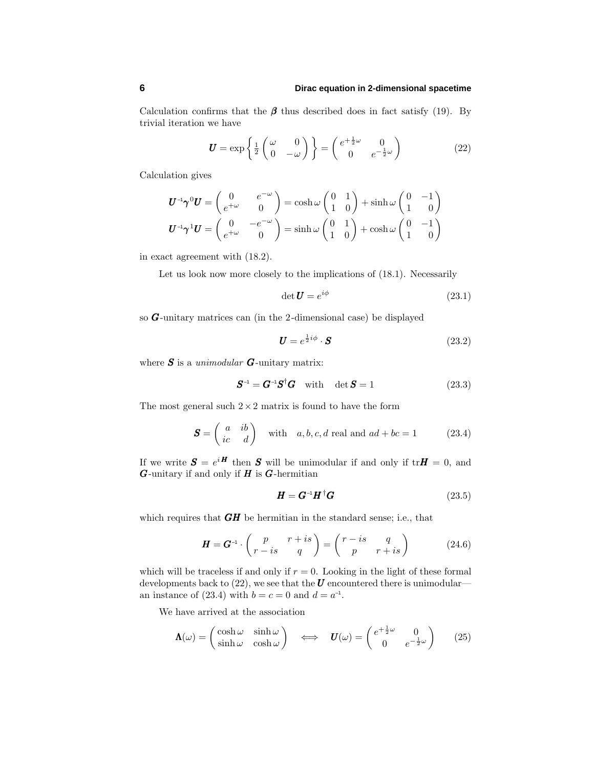Calculation confirms that the $\boldsymbol{\beta}$ thus described does in fact satisfy (19). By trivial iteration we have

$$\boldsymbol{U} = \exp\left\{ \tfrac{1}{2}\begin{pmatrix} \omega & 0 \\ 0 & -\omega \end{pmatrix} \right\} = \begin{pmatrix} e^{+\frac{1}{2}\omega} & 0 \\ 0 & e^{-\frac{1}{2}\omega} \end{pmatrix} \tag{22}$$

Calculation gives

$$\begin{aligned} \boldsymbol{U}^{-1}\boldsymbol{\gamma}^0\boldsymbol{U} &= \begin{pmatrix} 0 & e^{-\omega} \\ e^{+\omega} & 0 \end{pmatrix} = \cosh\omega \begin{pmatrix} 0 & 1 \\ 1 & 0 \end{pmatrix} + \sinh\omega \begin{pmatrix} 0 & -1 \\ 1 & 0 \end{pmatrix} \\ \boldsymbol{U}^{-1}\boldsymbol{\gamma}^1\boldsymbol{U} &= \begin{pmatrix} 0 & -e^{-\omega} \\ e^{+\omega} & 0 \end{pmatrix} = \sinh\omega \begin{pmatrix} 0 & 1 \\ 1 & 0 \end{pmatrix} + \cosh\omega \begin{pmatrix} 0 & -1 \\ 1 & 0 \end{pmatrix} \end{aligned}$$

in exact agreement with (18.2).

Let us look now more closely to the implications of (18.1). Necessarily

$$\det \boldsymbol{U} = e^{i\phi} \tag{23.1}$$

so $\boldsymbol{G}$-unitary matrices can (in the 2-dimensional case) be displayed

$$\boldsymbol{U} = e^{\frac{1}{2}i\phi} \cdot \boldsymbol{S} \tag{23.2}$$

where $\boldsymbol{S}$ is a *unimodular* $\boldsymbol{G}$-unitary matrix:

$$\boldsymbol{S}^{-1} = \boldsymbol{G}^{-1}\boldsymbol{S}^{\dagger}\boldsymbol{G} \quad \text{with} \quad \det \boldsymbol{S} = 1 \tag{23.3}$$

The most general such $2\times 2$ matrix is found to have the form

$$\boldsymbol{S} = \begin{pmatrix} a & ib \\ ic & d \end{pmatrix} \quad \text{with} \quad a, b, c, d \text{ real and } ad + bc = 1 \tag{23.4}$$

If we write $\boldsymbol{S} = e^{i\boldsymbol{H}}$ then $\boldsymbol{S}$ will be unimodular if and only if $\text{tr}\boldsymbol{H} = 0$, and $\boldsymbol{G}$-unitary if and only if $\boldsymbol{H}$ is $\boldsymbol{G}$-hermitian

$$\boldsymbol{H} = \boldsymbol{G}^{-1}\boldsymbol{H}^{\dagger}\boldsymbol{G} \tag{23.5}$$

which requires that $\boldsymbol{GH}$ be hermitian in the standard sense; i.e., that

$$\boldsymbol{H} = \boldsymbol{G}^{-1} \cdot \begin{pmatrix} p & r + is \\ r - is & q \end{pmatrix} = \begin{pmatrix} r - is & q \\ p & r + is \end{pmatrix} \tag{24.6}$$

which will be traceless if and only if $r = 0$. Looking in the light of these formal developments back to (22), we see that the $\boldsymbol{U}$ encountered there is unimodular—an instance of (23.4) with $b = c = 0$ and $d = a^{-1}$.

We have arrived at the association

$$\boldsymbol{\Lambda}(\omega) = \begin{pmatrix} \cosh\omega & \sinh\omega \\ \sinh\omega & \cosh\omega \end{pmatrix} \iff \boldsymbol{U}(\omega) = \begin{pmatrix} e^{+\frac{1}{2}\omega} & 0 \\ 0 & e^{-\frac{1}{2}\omega} \end{pmatrix} \tag{25}$$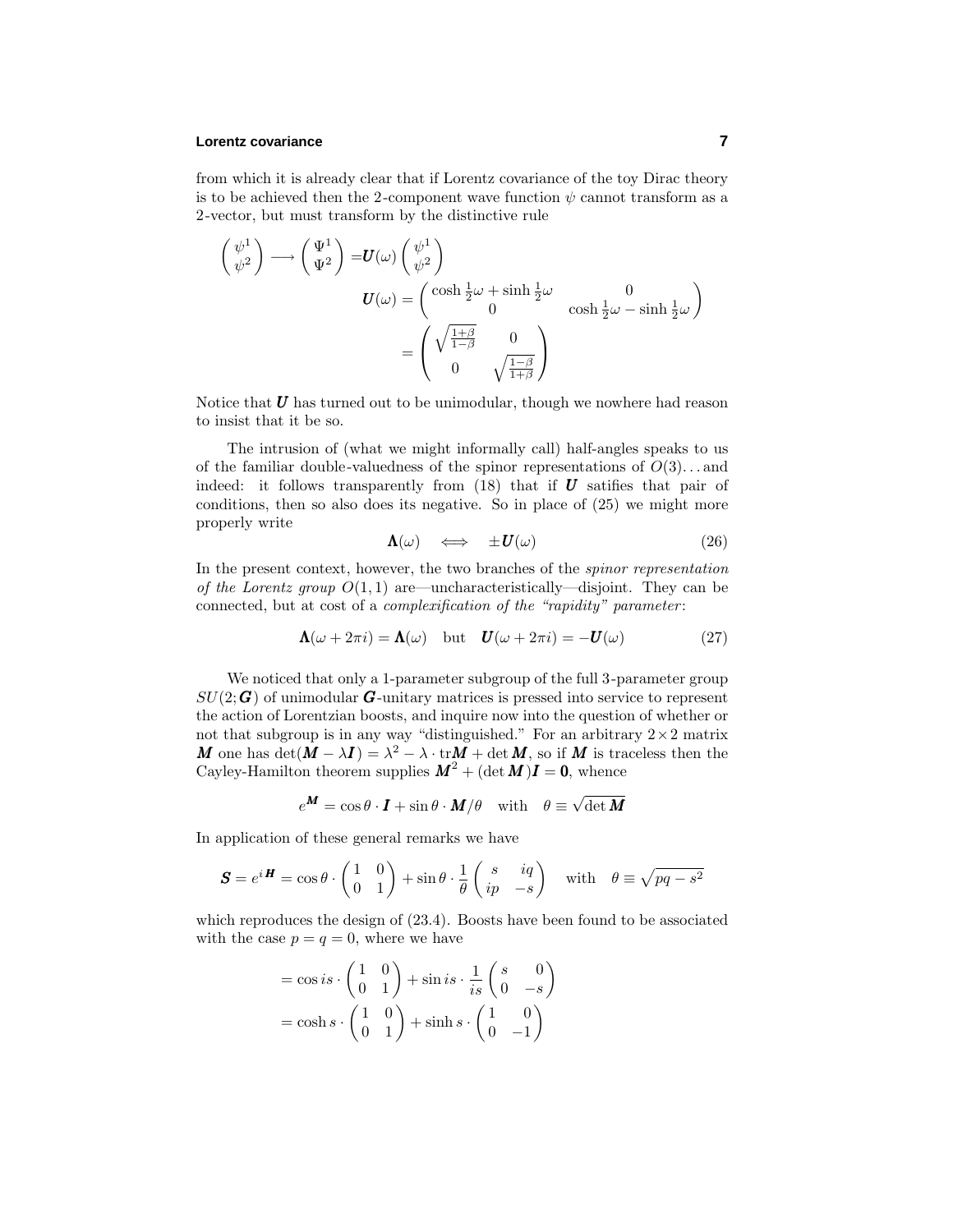from which it is already clear that if Lorentz covariance of the toy Dirac theory is to be achieved then the 2-component wave function $\psi$ cannot transform as a 2-vector, but must transform by the distinctive rule

$$
\begin{aligned}
\begin{pmatrix} \psi^1 \\ \psi^2 \end{pmatrix} \longrightarrow \begin{pmatrix} \Psi^1 \\ \Psi^2 \end{pmatrix} &= \boldsymbol{U}(\omega) \begin{pmatrix} \psi^1 \\ \psi^2 \end{pmatrix} \\
\boldsymbol{U}(\omega) &= \begin{pmatrix} \cosh\frac{1}{2}\omega + \sinh\frac{1}{2}\omega & 0 \\ 0 & \cosh\frac{1}{2}\omega - \sinh\frac{1}{2}\omega \end{pmatrix} \\
&= \begin{pmatrix} \sqrt{\frac{1+\beta}{1-\beta}} & 0 \\ 0 & \sqrt{\frac{1-\beta}{1+\beta}} \end{pmatrix}
\end{aligned}
$$

Notice that $\boldsymbol{U}$ has turned out to be unimodular, though we nowhere had reason to insist that it be so.

The intrusion of (what we might informally call) half-angles speaks to us of the familiar double-valuedness of the spinor representations of $O(3)$... and indeed: it follows transparently from (18) that if $\boldsymbol{U}$ satifies that pair of conditions, then so also does its negative. So in place of (25) we might more properly write

$$
\boldsymbol{\Lambda}(\omega) \quad \Longleftrightarrow \quad \pm\boldsymbol{U}(\omega) \tag{26}
$$

In the present context, however, the two branches of the *spinor representation of the Lorentz group* $O(1,1)$ are—uncharacteristically—disjoint. They can be connected, but at cost of a *complexification of the "rapidity" parameter*:

$$
\boldsymbol{\Lambda}(\omega + 2\pi i) = \boldsymbol{\Lambda}(\omega) \quad \text{but} \quad \boldsymbol{U}(\omega + 2\pi i) = -\boldsymbol{U}(\omega) \tag{27}
$$

We noticed that only a 1-parameter subgroup of the full 3-parameter group $SU(2;\boldsymbol{G})$ of unimodular $\boldsymbol{G}$-unitary matrices is pressed into service to represent the action of Lorentzian boosts, and inquire now into the question of whether or not that subgroup is in any way "distinguished." For an arbitrary $2\times 2$ matrix $\boldsymbol{M}$ one has $\det(\boldsymbol{M} - \lambda\boldsymbol{I}) = \lambda^2 - \lambda\cdot\text{tr}\boldsymbol{M} + \det\boldsymbol{M}$, so if $\boldsymbol{M}$ is traceless then the Cayley-Hamilton theorem supplies $\boldsymbol{M}^2 + (\det\boldsymbol{M})\boldsymbol{I} = \boldsymbol{0}$, whence

$$
e^{\boldsymbol{M}} = \cos\theta\cdot\boldsymbol{I} + \sin\theta\cdot\boldsymbol{M}/\theta \quad \text{with} \quad \theta \equiv \sqrt{\det\boldsymbol{M}}
$$

In application of these general remarks we have

$$
\boldsymbol{S} = e^{i\boldsymbol{H}} = \cos\theta\cdot\begin{pmatrix} 1 & 0 \\ 0 & 1 \end{pmatrix} + \sin\theta\cdot\frac{1}{\theta}\begin{pmatrix} s & iq \\ ip & -s \end{pmatrix} \quad \text{with} \quad \theta \equiv \sqrt{pq - s^2}
$$

which reproduces the design of (23.4). Boosts have been found to be associated with the case $p = q = 0$, where we have

$$
\begin{aligned}
&= \cos is\cdot\begin{pmatrix} 1 & 0 \\ 0 & 1 \end{pmatrix} + \sin is\cdot\frac{1}{is}\begin{pmatrix} s & 0 \\ 0 & -s \end{pmatrix} \\
&= \cosh s\cdot\begin{pmatrix} 1 & 0 \\ 0 & 1 \end{pmatrix} + \sinh s\cdot\begin{pmatrix} 1 & 0 \\ 0 & -1 \end{pmatrix}
\end{aligned}
$$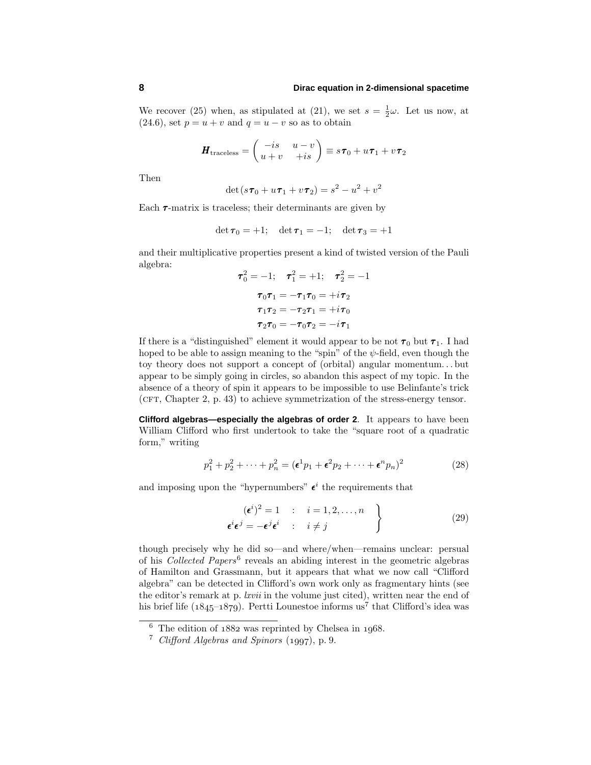We recover (25) when, as stipulated at (21), we set $s = \frac{1}{2}\omega$. Let us now, at (24.6), set $p = u + v$ and $q = u - v$ so as to obtain

$$\boldsymbol{H}_{\text{traceless}} = \begin{pmatrix} -is & u-v \\ u+v & +is \end{pmatrix} \equiv s\boldsymbol{\tau}_0 + u\boldsymbol{\tau}_1 + v\boldsymbol{\tau}_2$$

Then

$$\det(s\boldsymbol{\tau}_0 + u\boldsymbol{\tau}_1 + v\boldsymbol{\tau}_2) = s^2 - u^2 + v^2$$

Each $\boldsymbol{\tau}$-matrix is traceless; their determinants are given by

$$\det\boldsymbol{\tau}_0 = +1; \quad \det\boldsymbol{\tau}_1 = -1; \quad \det\boldsymbol{\tau}_3 = +1$$

and their multiplicative properties present a kind of twisted version of the Pauli algebra:

$$\boldsymbol{\tau}_0^2 = -1; \quad \boldsymbol{\tau}_1^2 = +1; \quad \boldsymbol{\tau}_2^2 = -1$$

$$\boldsymbol{\tau}_0\boldsymbol{\tau}_1 = -\boldsymbol{\tau}_1\boldsymbol{\tau}_0 = +i\boldsymbol{\tau}_2$$
$$\boldsymbol{\tau}_1\boldsymbol{\tau}_2 = -\boldsymbol{\tau}_2\boldsymbol{\tau}_1 = +i\boldsymbol{\tau}_0$$
$$\boldsymbol{\tau}_2\boldsymbol{\tau}_0 = -\boldsymbol{\tau}_0\boldsymbol{\tau}_2 = -i\boldsymbol{\tau}_1$$

If there is a "distinguished" element it would appear to be not $\boldsymbol{\tau}_0$ but $\boldsymbol{\tau}_1$. I had hoped to be able to assign meaning to the "spin" of the $\psi$-field, even though the toy theory does not support a concept of (orbital) angular momentum... but appear to be simply going in circles, so abandon this aspect of my topic. In the absence of a theory of spin it appears to be impossible to use Belinfante's trick (CFT, Chapter 2, p. 43) to achieve symmetrization of the stress-energy tensor.

**Clifford algebras—especially the algebras of order 2**. It appears to have been William Clifford who first undertook to take the "square root of a quadratic form," writing

$$p_1^2 + p_2^2 + \cdots + p_n^2 = (\boldsymbol{\epsilon}^1 p_1 + \boldsymbol{\epsilon}^2 p_2 + \cdots + \boldsymbol{\epsilon}^n p_n)^2 \tag{28}$$

and imposing upon the "hypernumbers" $\boldsymbol{\epsilon}^i$ the requirements that

$$\left.\begin{array}{rcl} (\boldsymbol{\epsilon}^i)^2 = 1 & : & i = 1, 2, \ldots, n \\ \boldsymbol{\epsilon}^i\boldsymbol{\epsilon}^j = -\boldsymbol{\epsilon}^j\boldsymbol{\epsilon}^i & : & i \neq j \end{array}\right\} \tag{29}$$

though precisely why he did so—and where/when—remains unclear: persual of his *Collected Papers*[6] reveals an abiding interest in the geometric algebras of Hamilton and Grassmann, but it appears that what we now call "Clifford algebra" can be detected in Clifford's own work only as fragmentary hints (see the editor's remark at p. *lxvii* in the volume just cited), written near the end of his brief life (1845–1879). Pertti Lounestoe informs us[7] that Clifford's idea was

[6] The edition of 1882 was reprinted by Chelsea in 1968.

[7] *Clifford Algebras and Spinors* (1997), p. 9.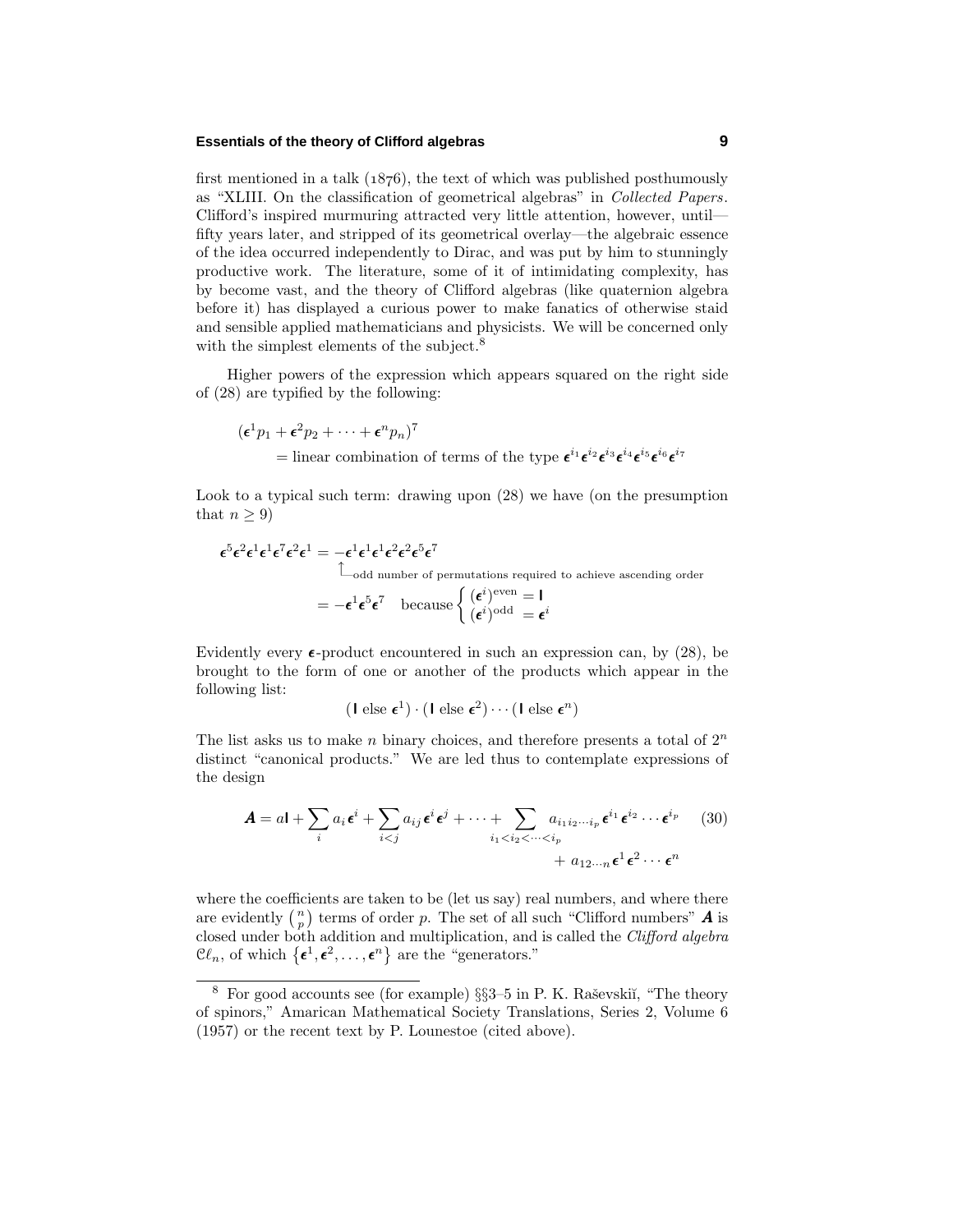first mentioned in a talk (1876), the text of which was published posthumously as "XLIII. On the classification of geometrical algebras" in *Collected Papers*. Clifford's inspired murmuring attracted very little attention, however, until—fifty years later, and stripped of its geometrical overlay—the algebraic essence of the idea occurred independently to Dirac, and was put by him to stunningly productive work. The literature, some of it of intimidating complexity, has by become vast, and the theory of Clifford algebras (like quaternion algebra before it) has displayed a curious power to make fanatics of otherwise staid and sensible applied mathematicians and physicists. We will be concerned only with the simplest elements of the subject.[8]

Higher powers of the expression which appears squared on the right side of (28) are typified by the following:

$$
\begin{aligned}
&(\boldsymbol{\epsilon}^1 p_1 + \boldsymbol{\epsilon}^2 p_2 + \cdots + \boldsymbol{\epsilon}^n p_n)^7 \\
&\qquad = \text{linear combination of terms of the type } \boldsymbol{\epsilon}^{i_1}\boldsymbol{\epsilon}^{i_2}\boldsymbol{\epsilon}^{i_3}\boldsymbol{\epsilon}^{i_4}\boldsymbol{\epsilon}^{i_5}\boldsymbol{\epsilon}^{i_6}\boldsymbol{\epsilon}^{i_7}
\end{aligned}
$$

Look to a typical such term: drawing upon (28) we have (on the presumption that $n \geq 9$)

$$
\begin{aligned}
\boldsymbol{\epsilon}^5\boldsymbol{\epsilon}^2\boldsymbol{\epsilon}^1\boldsymbol{\epsilon}^1\boldsymbol{\epsilon}^7\boldsymbol{\epsilon}^2\boldsymbol{\epsilon}^1 &= -\boldsymbol{\epsilon}^1\boldsymbol{\epsilon}^1\boldsymbol{\epsilon}^1\boldsymbol{\epsilon}^2\boldsymbol{\epsilon}^2\boldsymbol{\epsilon}^5\boldsymbol{\epsilon}^7 \\
&\quad \uparrow \text{odd number of permutations required to achieve ascending order} \\
&= -\boldsymbol{\epsilon}^1\boldsymbol{\epsilon}^5\boldsymbol{\epsilon}^7 \quad \text{because} \begin{cases} (\boldsymbol{\epsilon}^i)^{\text{even}} = \mathbf{I} \\ (\boldsymbol{\epsilon}^i)^{\text{odd}} = \boldsymbol{\epsilon}^i \end{cases}
\end{aligned}
$$

Evidently every $\boldsymbol{\epsilon}$-product encountered in such an expression can, by (28), be brought to the form of one or another of the products which appear in the following list:

$$
(\mathbf{I} \text{ else } \boldsymbol{\epsilon}^1) \cdot (\mathbf{I} \text{ else } \boldsymbol{\epsilon}^2) \cdots (\mathbf{I} \text{ else } \boldsymbol{\epsilon}^n)
$$

The list asks us to make $n$ binary choices, and therefore presents a total of $2^n$ distinct "canonical products." We are led thus to contemplate expressions of the design

$$
\begin{aligned}
\boldsymbol{A} = a\mathbf{I} + \sum_i a_i \boldsymbol{\epsilon}^i + \sum_{i<j} a_{ij}\boldsymbol{\epsilon}^i\boldsymbol{\epsilon}^j + \cdots + \sum_{i_1<i_2<\cdots<i_p} a_{i_1 i_2\cdots i_p}\boldsymbol{\epsilon}^{i_1}\boldsymbol{\epsilon}^{i_2}\cdots\boldsymbol{\epsilon}^{i_p} \qquad (30) \\
+ \, a_{12\cdots n}\boldsymbol{\epsilon}^1\boldsymbol{\epsilon}^2\cdots\boldsymbol{\epsilon}^n
\end{aligned}
$$

where the coefficients are taken to be (let us say) real numbers, and where there are evidently $\binom{n}{p}$ terms of order $p$. The set of all such "Clifford numbers" $\boldsymbol{A}$ is closed under both addition and multiplication, and is called the *Clifford algebra* $\mathcal{C}\ell_n$, of which $\{\boldsymbol{\epsilon}^1, \boldsymbol{\epsilon}^2, \ldots, \boldsymbol{\epsilon}^n\}$ are the "generators."

[8] For good accounts see (for example) §§3–5 in P. K. Raševskiĭ, "The theory of spinors," Amarican Mathematical Society Translations, Series 2, Volume 6 (1957) or the recent text by P. Lounestoe (cited above).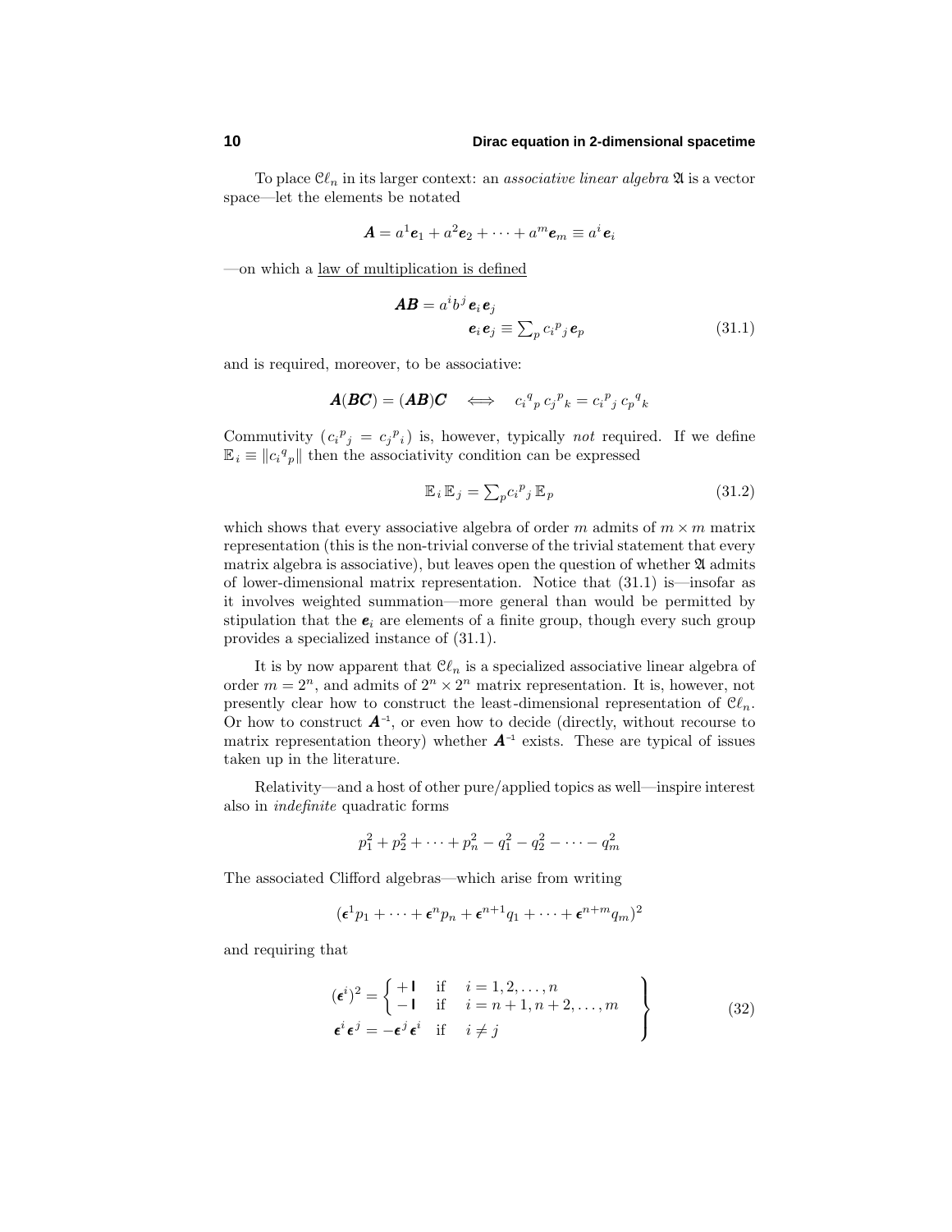To place $\mathcal{C}\ell_n$ in its larger context: an *associative linear algebra* $\mathfrak{A}$ is a vector space—let the elements be notated

$$\boldsymbol{A} = a^1\boldsymbol{e}_1 + a^2\boldsymbol{e}_2 + \cdots + a^m\boldsymbol{e}_m \equiv a^i\,\boldsymbol{e}_i$$

—on which a law of multiplication is defined

$$\begin{aligned} \boldsymbol{AB} &= a^i b^j\,\boldsymbol{e}_i\,\boldsymbol{e}_j \\ &\qquad \boldsymbol{e}_i\,\boldsymbol{e}_j \equiv \textstyle\sum_p c_i{}^p{}_j\,\boldsymbol{e}_p \end{aligned} \tag{31.1}$$

and is required, moreover, to be associative:

$$\boldsymbol{A}(\boldsymbol{BC}) = (\boldsymbol{AB})\boldsymbol{C} \quad \Longleftrightarrow \quad c_i{}^q{}_p\,c_j{}^p{}_k = c_i{}^p{}_j\,c_p{}^q{}_k$$

Commutivity ($c_i{}^p{}_j = c_j{}^p{}_i$) is, however, typically *not* required. If we define $\mathbb{E}_i \equiv \|c_i{}^q{}_p\|$ then the associativity condition can be expressed

$$\mathbb{E}_i\,\mathbb{E}_j = \textstyle\sum_p c_i{}^p{}_j\,\mathbb{E}_p \tag{31.2}$$

which shows that every associative algebra of order $m$ admits of $m \times m$ matrix representation (this is the non-trivial converse of the trivial statement that every matrix algebra is associative), but leaves open the question of whether $\mathfrak{A}$ admits of lower-dimensional matrix representation. Notice that (31.1) is—insofar as it involves weighted summation—more general than would be permitted by stipulation that the $\boldsymbol{e}_i$ are elements of a finite group, though every such group provides a specialized instance of (31.1).

It is by now apparent that $\mathcal{C}\ell_n$ is a specialized associative linear algebra of order $m = 2^n$, and admits of $2^n \times 2^n$ matrix representation. It is, however, not presently clear how to construct the least-dimensional representation of $\mathcal{C}\ell_n$. Or how to construct $\boldsymbol{A}^{-1}$, or even how to decide (directly, without recourse to matrix representation theory) whether $\boldsymbol{A}^{-1}$ exists. These are typical of issues taken up in the literature.

Relativity—and a host of other pure/applied topics as well—inspire interest also in *indefinite* quadratic forms

$$p_1^2 + p_2^2 + \cdots + p_n^2 - q_1^2 - q_2^2 - \cdots - q_m^2$$

The associated Clifford algebras—which arise from writing

$$(\boldsymbol{\epsilon}^1 p_1 + \cdots + \boldsymbol{\epsilon}^n p_n + \boldsymbol{\epsilon}^{n+1} q_1 + \cdots + \boldsymbol{\epsilon}^{n+m} q_m)^2$$

and requiring that

$$\left.\begin{aligned} (\boldsymbol{\epsilon}^i)^2 &= \begin{cases} +\mathbf{I} & \text{if} \quad i = 1, 2, \ldots, n \\ -\mathbf{I} & \text{if} \quad i = n+1, n+2, \ldots, m \end{cases} \\ \boldsymbol{\epsilon}^i\,\boldsymbol{\epsilon}^j &= -\boldsymbol{\epsilon}^j\,\boldsymbol{\epsilon}^i \quad \text{if} \quad i \neq j \end{aligned}\right\} \tag{32}$$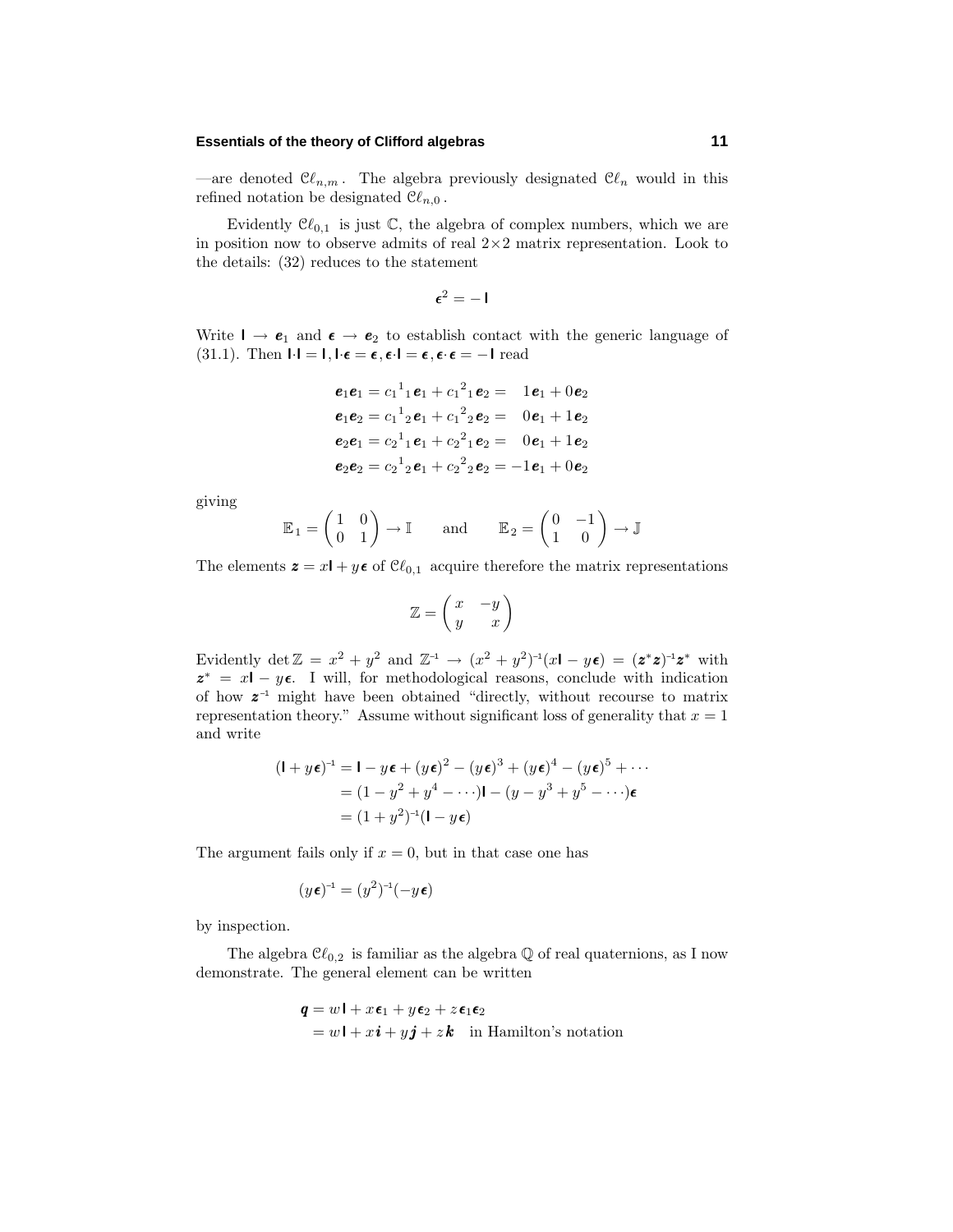—are denoted $\mathcal{C}\ell_{n,m}$. The algebra previously designated $\mathcal{C}\ell_n$ would in this refined notation be designated $\mathcal{C}\ell_{n,0}$.

Evidently $\mathcal{C}\ell_{0,1}$ is just $\mathbb{C}$, the algebra of complex numbers, which we are in position now to observe admits of real $2\times 2$ matrix representation. Look to the details: (32) reduces to the statement

$$\boldsymbol{\epsilon}^2 = -\mathbf{I}$$

Write $\mathbf{I} \to \boldsymbol{e}_1$ and $\boldsymbol{\epsilon} \to \boldsymbol{e}_2$ to establish contact with the generic language of (31.1). Then $\mathbf{I}\cdot\mathbf{I} = \mathbf{I}, \mathbf{I}\cdot\boldsymbol{\epsilon} = \boldsymbol{\epsilon}, \boldsymbol{\epsilon}\cdot\mathbf{I} = \boldsymbol{\epsilon}, \boldsymbol{\epsilon}\cdot\boldsymbol{\epsilon} = -\mathbf{I}$ read

$$\begin{aligned}
\boldsymbol{e}_1\boldsymbol{e}_1 &= {c_1}^1{}_1\,\boldsymbol{e}_1 + {c_1}^2{}_1\,\boldsymbol{e}_2 = \phantom{-}1\boldsymbol{e}_1 + 0\boldsymbol{e}_2\\
\boldsymbol{e}_1\boldsymbol{e}_2 &= {c_1}^1{}_2\,\boldsymbol{e}_1 + {c_1}^2{}_2\,\boldsymbol{e}_2 = \phantom{-}0\boldsymbol{e}_1 + 1\boldsymbol{e}_2\\
\boldsymbol{e}_2\boldsymbol{e}_1 &= {c_2}^1{}_1\,\boldsymbol{e}_1 + {c_2}^2{}_1\,\boldsymbol{e}_2 = \phantom{-}0\boldsymbol{e}_1 + 1\boldsymbol{e}_2\\
\boldsymbol{e}_2\boldsymbol{e}_2 &= {c_2}^1{}_2\,\boldsymbol{e}_1 + {c_2}^2{}_2\,\boldsymbol{e}_2 = -1\boldsymbol{e}_1 + 0\boldsymbol{e}_2
\end{aligned}$$

giving

$$\mathbb{E}_1 = \begin{pmatrix} 1 & 0\\ 0 & 1\end{pmatrix} \to \mathbb{I} \qquad \text{and} \qquad \mathbb{E}_2 = \begin{pmatrix} 0 & -1\\ 1 & 0\end{pmatrix} \to \mathbb{J}$$

The elements $\boldsymbol{z} = x\mathbf{I} + y\,\boldsymbol{\epsilon}$ of $\mathcal{C}\ell_{0,1}$ acquire therefore the matrix representations

$$\mathbb{Z} = \begin{pmatrix} x & -y\\ y & x\end{pmatrix}$$

Evidently $\det\mathbb{Z} = x^2 + y^2$ and $\mathbb{Z}^{-1} \to (x^2+y^2)^{-1}(x\mathbf{I} - y\boldsymbol{\epsilon}) = (\boldsymbol{z}^*\boldsymbol{z})^{-1}\boldsymbol{z}^*$ with $\boldsymbol{z}^* = x\mathbf{I} - y\boldsymbol{\epsilon}$. I will, for methodological reasons, conclude with indication of how $\boldsymbol{z}^{-1}$ might have been obtained "directly, without recourse to matrix representation theory." Assume without significant loss of generality that $x = 1$ and write

$$\begin{aligned}
(\mathbf{I} + y\boldsymbol{\epsilon})^{-1} &= \mathbf{I} - y\boldsymbol{\epsilon} + (y\boldsymbol{\epsilon})^2 - (y\boldsymbol{\epsilon})^3 + (y\boldsymbol{\epsilon})^4 - (y\boldsymbol{\epsilon})^5 + \cdots\\
&= (1 - y^2 + y^4 - \cdots)\mathbf{I} - (y - y^3 + y^5 - \cdots)\boldsymbol{\epsilon}\\
&= (1+y^2)^{-1}(\mathbf{I} - y\,\boldsymbol{\epsilon})
\end{aligned}$$

The argument fails only if $x = 0$, but in that case one has

$$(y\boldsymbol{\epsilon})^{-1} = (y^2)^{-1}(-y\boldsymbol{\epsilon})$$

by inspection.

The algebra $\mathcal{C}\ell_{0,2}$ is familiar as the algebra $\mathbb{Q}$ of real quaternions, as I now demonstrate. The general element can be written

$$\begin{aligned}
\boldsymbol{q} &= w\,\mathbf{I} + x\,\boldsymbol{\epsilon}_1 + y\,\boldsymbol{\epsilon}_2 + z\,\boldsymbol{\epsilon}_1\boldsymbol{\epsilon}_2\\
&= w\,\mathbf{I} + x\,\boldsymbol{i} + y\,\boldsymbol{j} + z\,\boldsymbol{k} \quad \text{in Hamilton's notation}
\end{aligned}$$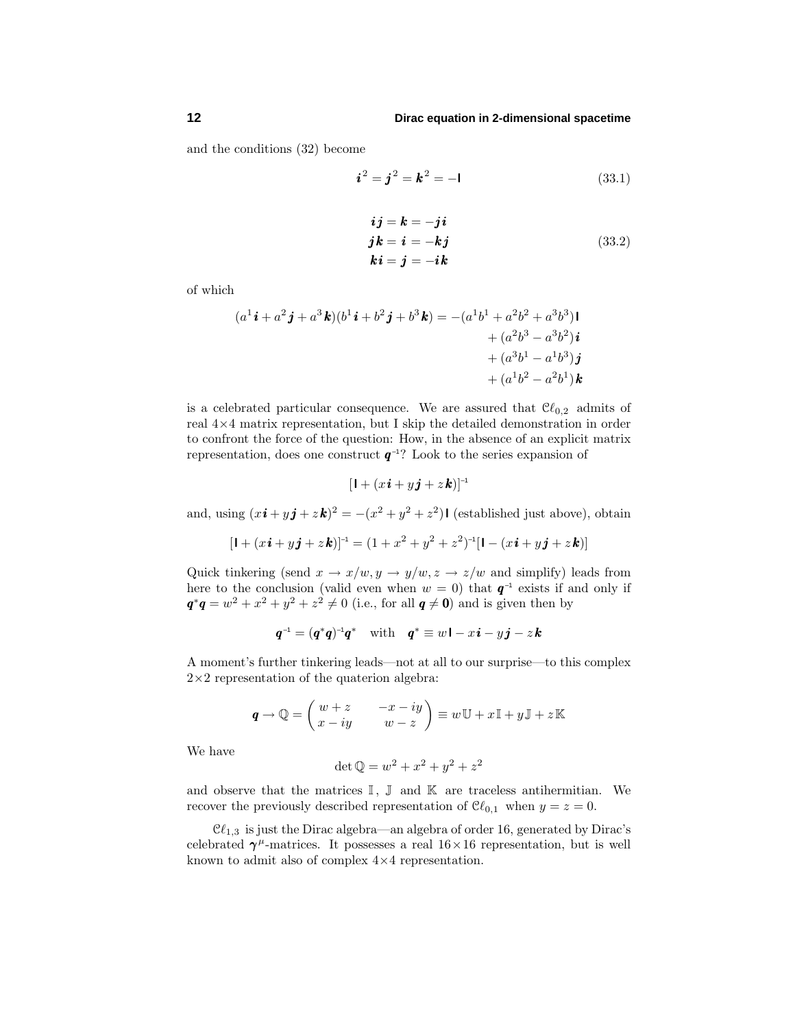and the conditions (32) become

$$\boldsymbol{i}^2 = \boldsymbol{j}^2 = \boldsymbol{k}^2 = -\mathsf{I} \tag{33.1}$$

$$\begin{aligned} \boldsymbol{i}\boldsymbol{j} &= \boldsymbol{k} = -\boldsymbol{j}\boldsymbol{i} \\ \boldsymbol{j}\boldsymbol{k} &= \boldsymbol{i} = -\boldsymbol{k}\boldsymbol{j} \\ \boldsymbol{k}\boldsymbol{i} &= \boldsymbol{j} = -\boldsymbol{i}\boldsymbol{k} \end{aligned} \tag{33.2}$$

of which

$$\begin{aligned}(a^1\boldsymbol{i} + a^2\boldsymbol{j} + a^3\boldsymbol{k})(b^1\boldsymbol{i} + b^2\boldsymbol{j} + b^3\boldsymbol{k}) = &-(a^1b^1 + a^2b^2 + a^3b^3)\mathsf{I} \\ &+ (a^2b^3 - a^3b^2)\boldsymbol{i} \\ &+ (a^3b^1 - a^1b^3)\boldsymbol{j} \\ &+ (a^1b^2 - a^2b^1)\boldsymbol{k}\end{aligned}$$

is a celebrated particular consequence. We are assured that $\mathcal{C}\ell_{0,2}$ admits of real $4\times4$ matrix representation, but I skip the detailed demonstration in order to confront the force of the question: How, in the absence of an explicit matrix representation, does one construct $\boldsymbol{q}^{-1}$? Look to the series expansion of

$$[\mathsf{I} + (x\boldsymbol{i} + y\boldsymbol{j} + z\boldsymbol{k})]^{-1}$$

and, using $(x\boldsymbol{i} + y\boldsymbol{j} + z\boldsymbol{k})^2 = -(x^2 + y^2 + z^2)\mathsf{I}$ (established just above), obtain

$$[\mathsf{I} + (x\boldsymbol{i} + y\boldsymbol{j} + z\boldsymbol{k})]^{-1} = (1 + x^2 + y^2 + z^2)^{-1}[\mathsf{I} - (x\boldsymbol{i} + y\boldsymbol{j} + z\boldsymbol{k})]$$

Quick tinkering (send $x \to x/w, y \to y/w, z \to z/w$ and simplify) leads from here to the conclusion (valid even when $w = 0$) that $\boldsymbol{q}^{-1}$ exists if and only if $\boldsymbol{q}^*\boldsymbol{q} = w^2 + x^2 + y^2 + z^2 \neq 0$ (i.e., for all $\boldsymbol{q} \neq \boldsymbol{0}$) and is given then by

$$\boldsymbol{q}^{-1} = (\boldsymbol{q}^*\boldsymbol{q})^{-1}\boldsymbol{q}^* \quad \text{with} \quad \boldsymbol{q}^* \equiv w\,\mathsf{I} - x\boldsymbol{i} - y\boldsymbol{j} - z\boldsymbol{k}$$

A moment's further tinkering leads—not at all to our surprise—to this complex $2\times2$ representation of the quaterion algebra:

$$\boldsymbol{q} \to \mathbb{Q} = \begin{pmatrix} w + z & -x - iy \\ x - iy & w - z \end{pmatrix} \equiv w\,\mathbb{U} + x\,\mathbb{I} + y\,\mathbb{J} + z\,\mathbb{K}$$

We have

$$\det \mathbb{Q} = w^2 + x^2 + y^2 + z^2$$

and observe that the matrices $\mathbb{I}$, $\mathbb{J}$ and $\mathbb{K}$ are traceless antihermitian. We recover the previously described representation of $\mathcal{C}\ell_{0,1}$ when $y = z = 0$.

$\mathcal{C}\ell_{1,3}$ is just the Dirac algebra—an algebra of order 16, generated by Dirac's celebrated $\boldsymbol{\gamma}^\mu$-matrices. It possesses a real $16\times16$ representation, but is well known to admit also of complex $4\times4$ representation.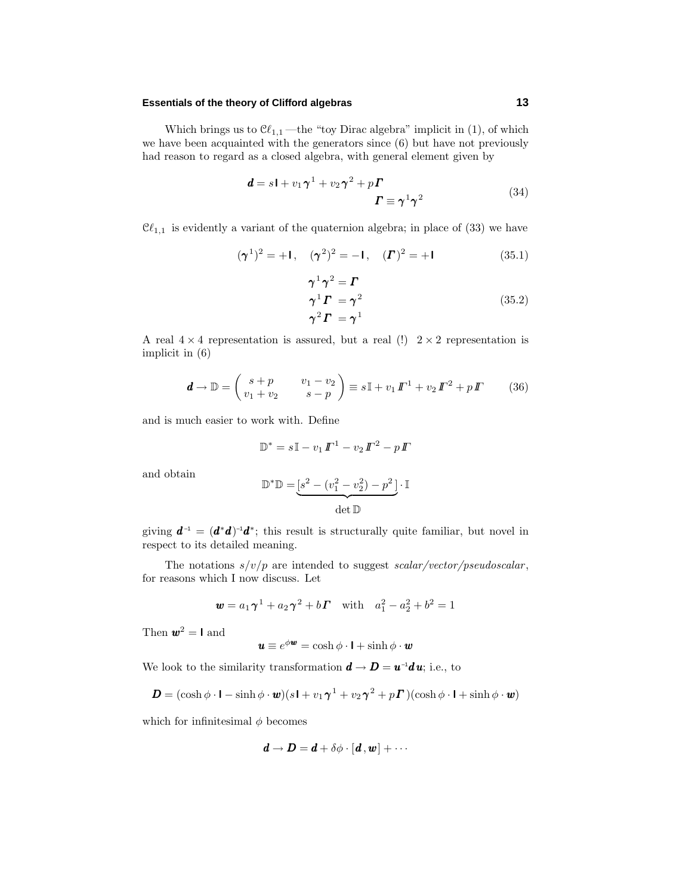Which brings us to $\mathcal{C}\ell_{1,1}$ —the "toy Dirac algebra" implicit in (1), of which we have been acquainted with the generators since (6) but have not previously had reason to regard as a closed algebra, with general element given by

$$
\begin{aligned}
\boldsymbol{d} = s\,\mathbf{I} + v_1\boldsymbol{\gamma}^1 + v_2\boldsymbol{\gamma}^2 + p\,\boldsymbol{\Gamma}\\
\boldsymbol{\Gamma} \equiv \boldsymbol{\gamma}^1\boldsymbol{\gamma}^2
\end{aligned}
\tag{34}
$$

$\mathcal{C}\ell_{1,1}$ is evidently a variant of the quaternion algebra; in place of (33) we have

$$
(\boldsymbol{\gamma}^1)^2 = +\mathbf{I}, \quad (\boldsymbol{\gamma}^2)^2 = -\mathbf{I}, \quad (\boldsymbol{\Gamma})^2 = +\mathbf{I} \tag{35.1}
$$

$$
\begin{aligned}
\boldsymbol{\gamma}^1\boldsymbol{\gamma}^2 &= \boldsymbol{\Gamma}\\
\boldsymbol{\gamma}^1\boldsymbol{\Gamma} &= \boldsymbol{\gamma}^2\\
\boldsymbol{\gamma}^2\boldsymbol{\Gamma} &= \boldsymbol{\gamma}^1
\end{aligned}
\tag{35.2}
$$

A real $4\times 4$ representation is assured, but a real (!) $2\times 2$ representation is implicit in (6)

$$
\boldsymbol{d} \to \mathbb{D} = \begin{pmatrix} s+p & v_1 - v_2 \\ v_1 + v_2 & s-p \end{pmatrix} \equiv s\,\mathbb{I} + v_1\,\mathbb{\Gamma}^1 + v_2\,\mathbb{\Gamma}^2 + p\,\mathbb{\Gamma} \tag{36}
$$

and is much easier to work with. Define

$$
\mathbb{D}^* = s\,\mathbb{I} - v_1\,\mathbb{\Gamma}^1 - v_2\,\mathbb{\Gamma}^2 - p\,\mathbb{\Gamma}
$$

and obtain

$$
\mathbb{D}^*\mathbb{D} = \underbrace{\left[s^2 - (v_1^2 - v_2^2) - p^2\right]}_{\det \mathbb{D}} \cdot \mathbb{I}
$$

giving $\boldsymbol{d}^{-1} = (\boldsymbol{d}^*\boldsymbol{d})^{-1}\boldsymbol{d}^*$; this result is structurally quite familiar, but novel in respect to its detailed meaning.

The notations $s/v/p$ are intended to suggest *scalar/vector/pseudoscalar*, for reasons which I now discuss. Let

$$
\boldsymbol{w} = a_1\boldsymbol{\gamma}^1 + a_2\boldsymbol{\gamma}^2 + b\,\boldsymbol{\Gamma} \quad \text{with} \quad a_1^2 - a_2^2 + b^2 = 1
$$

Then $\boldsymbol{w}^2 = \mathbf{I}$ and

$$
\boldsymbol{u} \equiv e^{\phi\boldsymbol{w}} = \cosh\phi\cdot\mathbf{I} + \sinh\phi\cdot\boldsymbol{w}
$$

We look to the similarity transformation $\boldsymbol{d} \to \boldsymbol{D} = \boldsymbol{u}^{-1}\boldsymbol{d}\,\boldsymbol{u}$; i.e., to

$$
\boldsymbol{D} = (\cosh\phi\cdot\mathbf{I} - \sinh\phi\cdot\boldsymbol{w})(s\,\mathbf{I} + v_1\boldsymbol{\gamma}^1 + v_2\boldsymbol{\gamma}^2 + p\,\boldsymbol{\Gamma})(\cosh\phi\cdot\mathbf{I} + \sinh\phi\cdot\boldsymbol{w})
$$

which for infinitesimal $\phi$ becomes

$$
\boldsymbol{d} \to \boldsymbol{D} = \boldsymbol{d} + \delta\phi\cdot[\,\boldsymbol{d}\,,\boldsymbol{w}\,] + \cdots
$$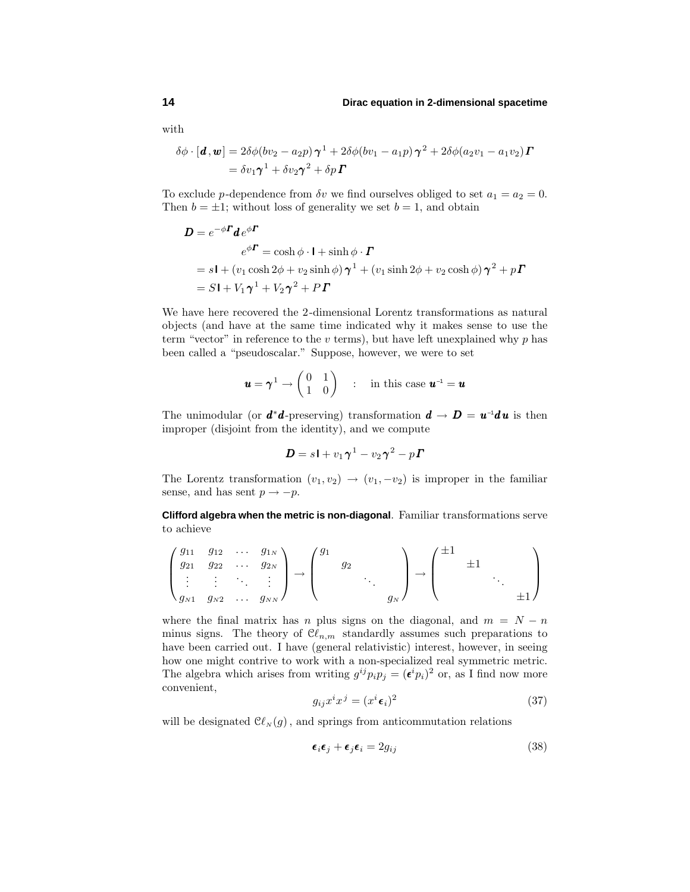with

$$
\begin{aligned}
\delta\phi\cdot[\boldsymbol{d},\boldsymbol{w}] &= 2\delta\phi(bv_2 - a_2 p)\,\boldsymbol{\gamma}^1 + 2\delta\phi(bv_1 - a_1 p)\,\boldsymbol{\gamma}^2 + 2\delta\phi(a_2 v_1 - a_1 v_2)\,\boldsymbol{\Gamma}\\
&= \delta v_1\boldsymbol{\gamma}^1 + \delta v_2\boldsymbol{\gamma}^2 + \delta p\,\boldsymbol{\Gamma}
\end{aligned}
$$

To exclude $p$-dependence from $\delta v$ we find ourselves obliged to set $a_1 = a_2 = 0$. Then $b = \pm 1$; without loss of generality we set $b = 1$, and obtain

$$
\begin{aligned}
\boldsymbol{D} &= e^{-\phi\boldsymbol{\Gamma}}\boldsymbol{d}\,e^{\phi\boldsymbol{\Gamma}}\\
&\qquad e^{\phi\boldsymbol{\Gamma}} = \cosh\phi\cdot\mathbf{I} + \sinh\phi\cdot\boldsymbol{\Gamma}\\
&= s\,\mathbf{I} + (v_1\cosh 2\phi + v_2\sinh\phi)\,\boldsymbol{\gamma}^1 + (v_1\sinh 2\phi + v_2\cosh\phi)\,\boldsymbol{\gamma}^2 + p\,\boldsymbol{\Gamma}\\
&= S\,\mathbf{I} + V_1\,\boldsymbol{\gamma}^1 + V_2\boldsymbol{\gamma}^2 + P\,\boldsymbol{\Gamma}
\end{aligned}
$$

We have here recovered the 2-dimensional Lorentz transformations as natural objects (and have at the same time indicated why it makes sense to use the term "vector" in reference to the $v$ terms), but have left unexplained why $p$ has been called a "pseudoscalar." Suppose, however, we were to set

$$
\boldsymbol{u} = \boldsymbol{\gamma}^1 \to \begin{pmatrix} 0 & 1 \\ 1 & 0 \end{pmatrix} \quad : \quad \text{in this case } \boldsymbol{u}^{-1} = \boldsymbol{u}
$$

The unimodular (or $\boldsymbol{d}^*\boldsymbol{d}$-preserving) transformation $\boldsymbol{d} \to \boldsymbol{D} = \boldsymbol{u}^{-1}\boldsymbol{d}\,\boldsymbol{u}$ is then improper (disjoint from the identity), and we compute

$$
\boldsymbol{D} = s\,\mathbf{I} + v_1\,\boldsymbol{\gamma}^1 - v_2\,\boldsymbol{\gamma}^2 - p\,\boldsymbol{\Gamma}
$$

The Lorentz transformation $(v_1, v_2) \to (v_1, -v_2)$ is improper in the familiar sense, and has sent $p \to -p$.

**Clifford algebra when the metric is non-diagonal**. Familiar transformations serve to achieve

$$
\begin{pmatrix}
g_{11} & g_{12} & \dots & g_{1N}\\
g_{21} & g_{22} & \dots & g_{2N}\\
\vdots & \vdots & \ddots & \vdots\\
g_{N1} & g_{N2} & \dots & g_{NN}
\end{pmatrix}
\to
\begin{pmatrix}
g_1 & & & \\
 & g_2 & & \\
 & & \ddots & \\
 & & & g_N
\end{pmatrix}
\to
\begin{pmatrix}
\pm1 & & & \\
 & \pm1 & & \\
 & & \ddots & \\
 & & & \pm1
\end{pmatrix}
$$

where the final matrix has $n$ plus signs on the diagonal, and $m = N - n$ minus signs. The theory of $\mathcal{C}\ell_{n,m}$ standardly assumes such preparations to have been carried out. I have (general relativistic) interest, however, in seeing how one might contrive to work with a non-specialized real symmetric metric. The algebra which arises from writing $g^{ij}p_ip_j = (\boldsymbol{\epsilon}^i p_i)^2$ or, as I find now more convenient,

$$
g_{ij}x^ix^j = (x^i\boldsymbol{\epsilon}_i)^2 \tag{37}
$$

will be designated $\mathcal{C}\ell_N(g)$, and springs from anticommutation relations

$$
\boldsymbol{\epsilon}_i\boldsymbol{\epsilon}_j + \boldsymbol{\epsilon}_j\boldsymbol{\epsilon}_i = 2g_{ij} \tag{38}
$$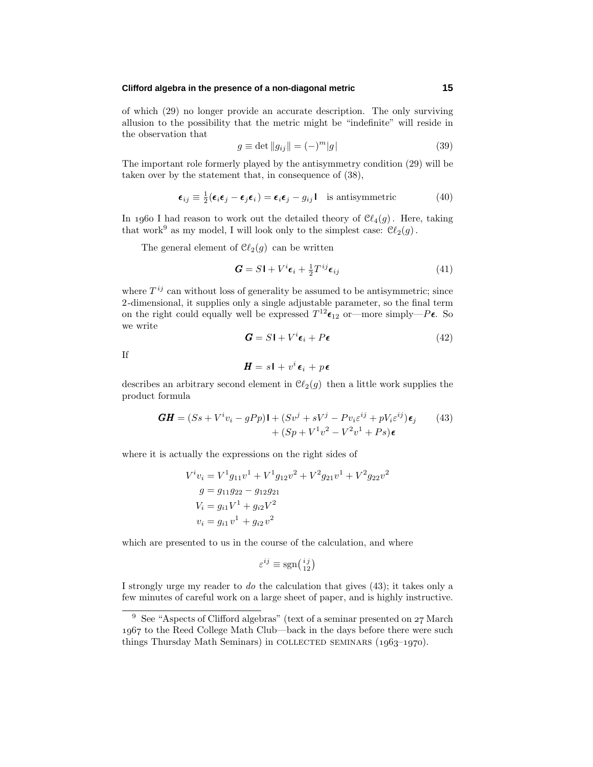of which (29) no longer provide an accurate description. The only surviving allusion to the possibility that the metric might be "indefinite" will reside in the observation that

$$g \equiv \det \|g_{ij}\| = (-)^m |g| \tag{39}$$

The important role formerly played by the antisymmetry condition (29) will be taken over by the statement that, in consequence of (38),

$$\boldsymbol{\epsilon}_{ij} \equiv \tfrac{1}{2}(\boldsymbol{\epsilon}_i \boldsymbol{\epsilon}_j - \boldsymbol{\epsilon}_j \boldsymbol{\epsilon}_i) = \boldsymbol{\epsilon}_i \boldsymbol{\epsilon}_j - g_{ij}\,\mathbf{I} \quad \text{is antisymmetric} \tag{40}$$

In 1960 I had reason to work out the detailed theory of $\mathcal{C}\ell_4(g)$. Here, taking that work[9] as my model, I will look only to the simplest case: $\mathcal{C}\ell_2(g)$.

The general element of $\mathcal{C}\ell_2(g)$ can be written

$$\boldsymbol{G} = S\,\mathbf{I} + V^i \boldsymbol{\epsilon}_i + \tfrac{1}{2} T^{ij} \boldsymbol{\epsilon}_{ij} \tag{41}$$

where $T^{ij}$ can without loss of generality be assumed to be antisymmetric; since 2-dimensional, it supplies only a single adjustable parameter, so the final term on the right could equally well be expressed $T^{12}\boldsymbol{\epsilon}_{12}$ or—more simply—$P\boldsymbol{\epsilon}$. So we write

$$\boldsymbol{G} = S\,\mathbf{I} + V^i \boldsymbol{\epsilon}_i + P\boldsymbol{\epsilon} \tag{42}$$

If

$$\boldsymbol{H} = s\,\mathbf{I} + v^i \boldsymbol{\epsilon}_i + p\,\boldsymbol{\epsilon}$$

describes an arbitrary second element in $\mathcal{C}\ell_2(g)$ then a little work supplies the product formula

$$\begin{aligned} \boldsymbol{GH} = (Ss + V^i v_i - gPp)\,\mathbf{I} + (Sv^j + sV^j - Pv_i \varepsilon^{ij} + pV_i \varepsilon^{ij})\boldsymbol{\epsilon}_j \\ + (Sp + V^1 v^2 - V^2 v^1 + Ps)\boldsymbol{\epsilon} \end{aligned} \tag{43}$$

where it is actually the expressions on the right sides of

$$\begin{aligned} V^i v_i &= V^1 g_{11} v^1 + V^1 g_{12} v^2 + V^2 g_{21} v^1 + V^2 g_{22} v^2 \\ g &= g_{11} g_{22} - g_{12} g_{21} \\ V_i &= g_{i1} V^1 + g_{i2} V^2 \\ v_i &= g_{i1}\, v^1 + g_{i2}\, v^2 \end{aligned}$$

which are presented to us in the course of the calculation, and where

$$\varepsilon^{ij} \equiv \mathrm{sgn}\binom{i\,j}{1\,2}$$

I strongly urge my reader to *do* the calculation that gives (43); it takes only a few minutes of careful work on a large sheet of paper, and is highly instructive.

---

[9] See "Aspects of Clifford algebras" (text of a seminar presented on 27 March 1967 to the Reed College Math Club—back in the days before there were such things Thursday Math Seminars) in COLLECTED SEMINARS (1963–1970).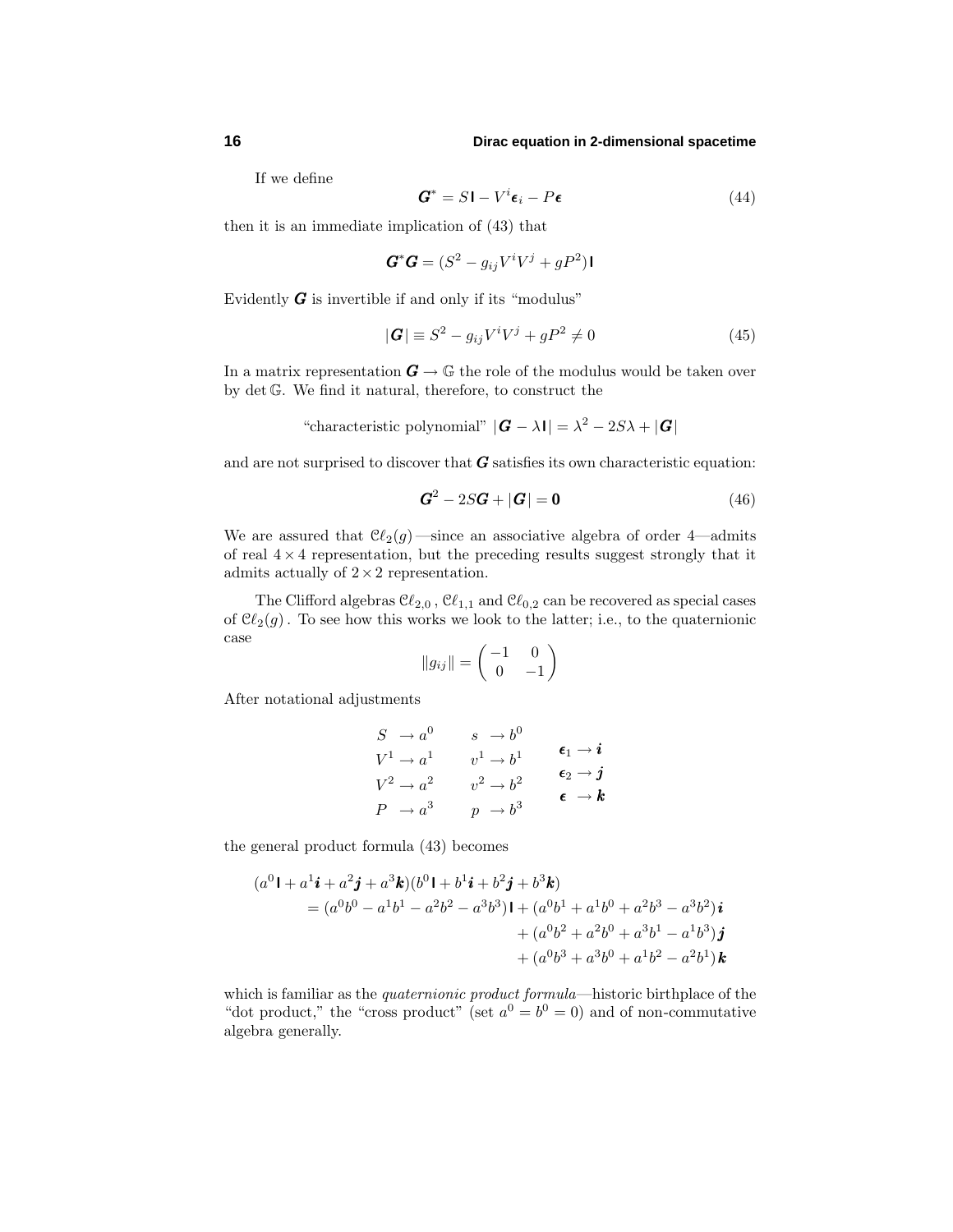If we define

$$\boldsymbol{G}^* = S\mathbf{I} - V^i\boldsymbol{\epsilon}_i - P\boldsymbol{\epsilon} \tag{44}$$

then it is an immediate implication of (43) that

$$\boldsymbol{G}^*\boldsymbol{G} = (S^2 - g_{ij}V^iV^j + gP^2)\mathbf{I}$$

Evidently $\boldsymbol{G}$ is invertible if and only if its "modulus"

$$|\boldsymbol{G}| \equiv S^2 - g_{ij}V^iV^j + gP^2 \neq 0 \tag{45}$$

In a matrix representation $\boldsymbol{G} \to \mathbb{G}$ the role of the modulus would be taken over by $\det\mathbb{G}$. We find it natural, therefore, to construct the

$$\text{"characteristic polynomial"} \;\; |\boldsymbol{G} - \lambda\mathbf{I}| = \lambda^2 - 2S\lambda + |\boldsymbol{G}|$$

and are not surprised to discover that $\boldsymbol{G}$ satisfies its own characteristic equation:

$$\boldsymbol{G}^2 - 2S\boldsymbol{G} + |\boldsymbol{G}| = \mathbf{0} \tag{46}$$

We are assured that $\mathcal{C}\ell_2(g)$—since an associative algebra of order 4—admits of real $4\times4$ representation, but the preceding results suggest strongly that it admits actually of $2\times2$ representation.

The Clifford algebras $\mathcal{C}\ell_{2,0}$, $\mathcal{C}\ell_{1,1}$ and $\mathcal{C}\ell_{0,2}$ can be recovered as special cases of $\mathcal{C}\ell_2(g)$. To see how this works we look to the latter; i.e., to the quaternionic case

$$\|g_{ij}\| = \begin{pmatrix} -1 & 0 \\ 0 & -1 \end{pmatrix}$$

After notational adjustments

$$\begin{array}{lll} S \;\to a^0 & s \;\to b^0 & \\ V^1 \to a^1 & v^1 \to b^1 & \boldsymbol{\epsilon}_1 \to \boldsymbol{i} \\ V^2 \to a^2 & v^2 \to b^2 & \boldsymbol{\epsilon}_2 \to \boldsymbol{j} \\ P \;\to a^3 & p \;\to b^3 & \boldsymbol{\epsilon} \;\to \boldsymbol{k} \end{array}$$

the general product formula (43) becomes

$$\begin{aligned}
(a^0\mathbf{I} + a^1\boldsymbol{i} + a^2\boldsymbol{j} + a^3\boldsymbol{k})&(b^0\mathbf{I} + b^1\boldsymbol{i} + b^2\boldsymbol{j} + b^3\boldsymbol{k}) \\
= (a^0b^0 - a^1b^1 - a^2b^2 - a^3b^3)\mathbf{I} &+ (a^0b^1 + a^1b^0 + a^2b^3 - a^3b^2)\boldsymbol{i} \\
&+ (a^0b^2 + a^2b^0 + a^3b^1 - a^1b^3)\boldsymbol{j} \\
&+ (a^0b^3 + a^3b^0 + a^1b^2 - a^2b^1)\boldsymbol{k}
\end{aligned}$$

which is familiar as the *quaternionic product formula*—historic birthplace of the "dot product," the "cross product" (set $a^0 = b^0 = 0$) and of non-commutative algebra generally.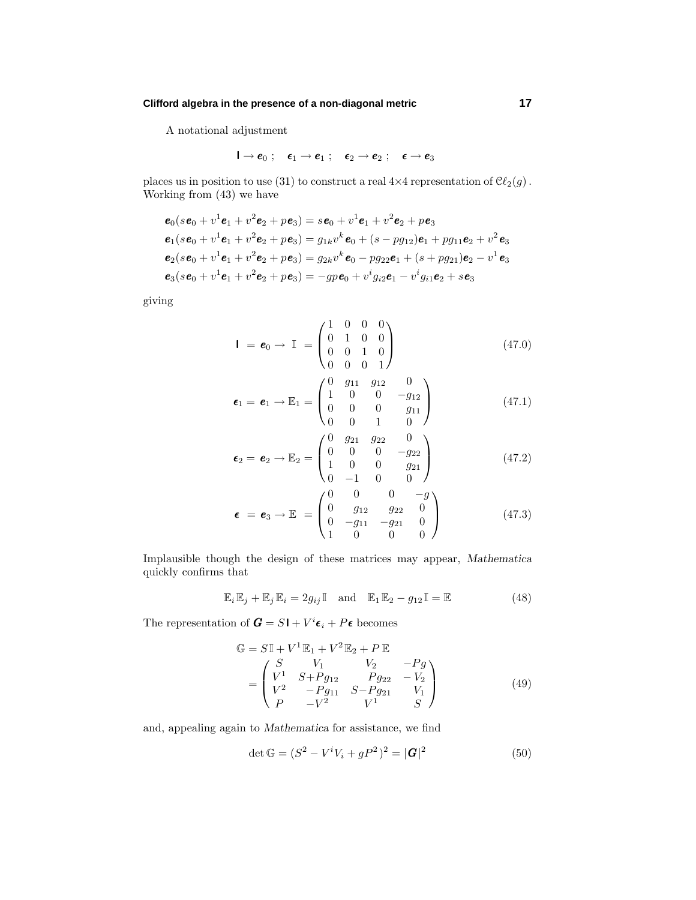A notational adjustment

$$\mathsf{I} \rightarrow \boldsymbol{e}_0\ ; \quad \boldsymbol{\epsilon}_1 \rightarrow \boldsymbol{e}_1\ ; \quad \boldsymbol{\epsilon}_2 \rightarrow \boldsymbol{e}_2\ ; \quad \boldsymbol{\epsilon} \rightarrow \boldsymbol{e}_3$$

places us in position to use (31) to construct a real 4×4 representation of $\mathcal{C}\ell_2(g)$. Working from (43) we have

$$\begin{aligned}
\boldsymbol{e}_0(s\boldsymbol{e}_0 + v^1\boldsymbol{e}_1 + v^2\boldsymbol{e}_2 + p\boldsymbol{e}_3) &= s\boldsymbol{e}_0 + v^1\boldsymbol{e}_1 + v^2\boldsymbol{e}_2 + p\boldsymbol{e}_3\\
\boldsymbol{e}_1(s\boldsymbol{e}_0 + v^1\boldsymbol{e}_1 + v^2\boldsymbol{e}_2 + p\boldsymbol{e}_3) &= g_{1k}v^k\boldsymbol{e}_0 + (s - pg_{12})\boldsymbol{e}_1 + pg_{11}\boldsymbol{e}_2 + v^2\boldsymbol{e}_3\\
\boldsymbol{e}_2(s\boldsymbol{e}_0 + v^1\boldsymbol{e}_1 + v^2\boldsymbol{e}_2 + p\boldsymbol{e}_3) &= g_{2k}v^k\boldsymbol{e}_0 - pg_{22}\boldsymbol{e}_1 + (s + pg_{21})\boldsymbol{e}_2 - v^1\boldsymbol{e}_3\\
\boldsymbol{e}_3(s\boldsymbol{e}_0 + v^1\boldsymbol{e}_1 + v^2\boldsymbol{e}_2 + p\boldsymbol{e}_3) &= -gp\boldsymbol{e}_0 + v^i g_{i2}\boldsymbol{e}_1 - v^i g_{i1}\boldsymbol{e}_2 + s\boldsymbol{e}_3
\end{aligned}$$

giving

$$\mathsf{I}\ =\ \boldsymbol{e}_0 \rightarrow\ \mathbb{I}\ = \begin{pmatrix} 1 & 0 & 0 & 0\\ 0 & 1 & 0 & 0\\ 0 & 0 & 1 & 0\\ 0 & 0 & 0 & 1 \end{pmatrix} \tag{47.0}$$

$$\boldsymbol{\epsilon}_1 =\ \boldsymbol{e}_1 \rightarrow \mathbb{E}_1 = \begin{pmatrix} 0 & g_{11} & g_{12} & 0\\ 1 & 0 & 0 & -g_{12}\\ 0 & 0 & 0 & g_{11}\\ 0 & 0 & 1 & 0 \end{pmatrix} \tag{47.1}$$

$$\boldsymbol{\epsilon}_2 =\ \boldsymbol{e}_2 \rightarrow \mathbb{E}_2 = \begin{pmatrix} 0 & g_{21} & g_{22} & 0\\ 0 & 0 & 0 & -g_{22}\\ 1 & 0 & 0 & g_{21}\\ 0 & -1 & 0 & 0 \end{pmatrix} \tag{47.2}$$

$$\boldsymbol{\epsilon}\ \ =\ \boldsymbol{e}_3 \rightarrow \mathbb{E}\ \ = \begin{pmatrix} 0 & 0 & 0 & -g\\ 0 & g_{12} & g_{22} & 0\\ 0 & -g_{11} & -g_{21} & 0\\ 1 & 0 & 0 & 0 \end{pmatrix} \tag{47.3}$$

Implausible though the design of these matrices may appear, *Mathematica* quickly confirms that

$$\mathbb{E}_i\,\mathbb{E}_j + \mathbb{E}_j\,\mathbb{E}_i = 2g_{ij}\,\mathbb{I} \quad \text{and} \quad \mathbb{E}_1\,\mathbb{E}_2 - g_{12}\,\mathbb{I} = \mathbb{E} \tag{48}$$

The representation of $\boldsymbol{G} = S\,\mathsf{I} + V^i\boldsymbol{\epsilon}_i + P\boldsymbol{\epsilon}$ becomes

$$\begin{aligned}
\mathbb{G} &= S\,\mathbb{I} + V^1\,\mathbb{E}_1 + V^2\,\mathbb{E}_2 + P\,\mathbb{E}\\
&= \begin{pmatrix} S & V_1 & V_2 & -Pg\\ V^1 & S{+}Pg_{12} & Pg_{22} & -V_2\\ V^2 & -Pg_{11} & S{-}Pg_{21} & V_1\\ P & -V^2 & V^1 & S \end{pmatrix}
\end{aligned} \tag{49}$$

and, appealing again to *Mathematica* for assistance, we find

$$\det\mathbb{G} = (S^2 - V^iV_i + gP^2)^2 = |\boldsymbol{G}|^2 \tag{50}$$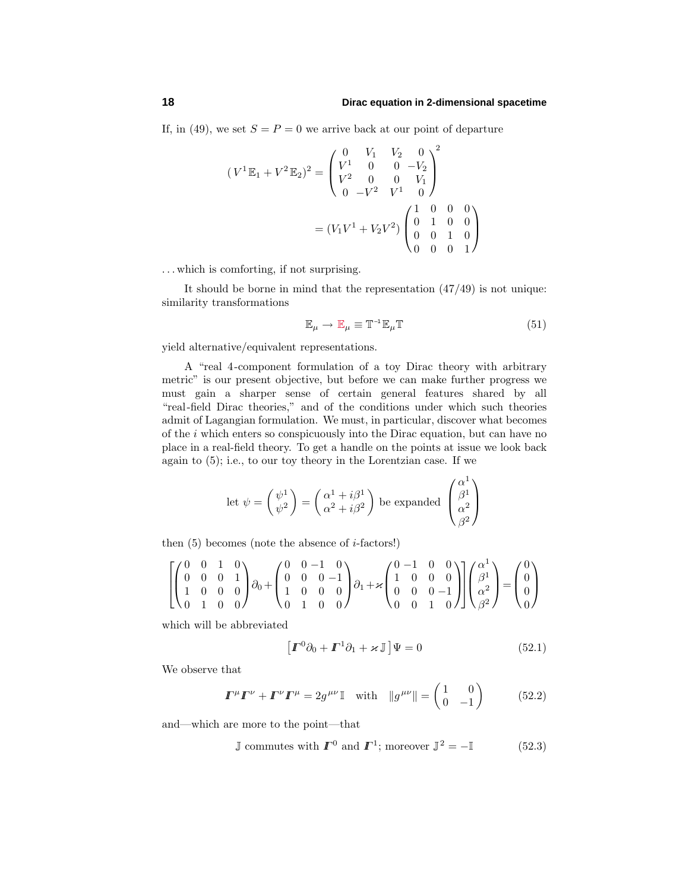If, in (49), we set $S = P = 0$ we arrive back at our point of departure

$$
(V^1\mathbb{E}_1 + V^2\mathbb{E}_2)^2 = \begin{pmatrix} 0 & V_1 & V_2 & 0 \\ V^1 & 0 & 0 & -V_2 \\ V^2 & 0 & 0 & V_1 \\ 0 & -V^2 & V^1 & 0 \end{pmatrix}^2
$$

$$
= (V_1V^1 + V_2V^2)\begin{pmatrix} 1 & 0 & 0 & 0 \\ 0 & 1 & 0 & 0 \\ 0 & 0 & 1 & 0 \\ 0 & 0 & 0 & 1 \end{pmatrix}
$$

. . . which is comforting, if not surprising.

It should be borne in mind that the representation (47/49) is not unique: similarity transformations

$$
\mathbb{E}_\mu \rightarrow \mathbb{E}_\mu \equiv \mathbb{T}^{-1}\mathbb{E}_\mu\mathbb{T} \tag{51}
$$

yield alternative/equivalent representations.

A "real 4-component formulation of a toy Dirac theory with arbitrary metric" is our present objective, but before we can make further progress we must gain a sharper sense of certain general features shared by all "real-field Dirac theories," and of the conditions under which such theories admit of Lagangian formulation. We must, in particular, discover what becomes of the $i$ which enters so conspicuously into the Dirac equation, but can have no place in a real-field theory. To get a handle on the points at issue we look back again to (5); i.e., to our toy theory in the Lorentzian case. If we

$$
\text{let } \psi = \begin{pmatrix} \psi^1 \\ \psi^2 \end{pmatrix} = \begin{pmatrix} \alpha^1 + i\beta^1 \\ \alpha^2 + i\beta^2 \end{pmatrix} \text{ be expanded } \begin{pmatrix} \alpha^1 \\ \beta^1 \\ \alpha^2 \\ \beta^2 \end{pmatrix}
$$

then (5) becomes (note the absence of $i$-factors!)

$$
\left[\begin{pmatrix} 0 & 0 & 1 & 0 \\ 0 & 0 & 0 & 1 \\ 1 & 0 & 0 & 0 \\ 0 & 1 & 0 & 0 \end{pmatrix}\partial_0 + \begin{pmatrix} 0 & 0 & -1 & 0 \\ 0 & 0 & 0 & -1 \\ 1 & 0 & 0 & 0 \\ 0 & 1 & 0 & 0 \end{pmatrix}\partial_1 + \varkappa\begin{pmatrix} 0 & -1 & 0 & 0 \\ 1 & 0 & 0 & 0 \\ 0 & 0 & 0 & -1 \\ 0 & 0 & 1 & 0 \end{pmatrix}\right]\begin{pmatrix} \alpha^1 \\ \beta^1 \\ \alpha^2 \\ \beta^2 \end{pmatrix} = \begin{pmatrix} 0 \\ 0 \\ 0 \\ 0 \end{pmatrix}
$$

which will be abbreviated

$$
\left[\boldsymbol{\Gamma}^0\partial_0 + \boldsymbol{\Gamma}^1\partial_1 + \varkappa\,\mathbb{J}\right]\Psi = 0 \tag{52.1}
$$

We observe that

$$
\boldsymbol{\Gamma}^\mu\boldsymbol{\Gamma}^\nu + \boldsymbol{\Gamma}^\nu\boldsymbol{\Gamma}^\mu = 2g^{\mu\nu}\,\mathbb{I} \quad \text{with} \quad \|g^{\mu\nu}\| = \begin{pmatrix} 1 & 0 \\ 0 & -1 \end{pmatrix} \tag{52.2}
$$

and—which are more to the point—that

$$
\mathbb{J} \text{ commutes with } \boldsymbol{\Gamma}^0 \text{ and } \boldsymbol{\Gamma}^1\text{; moreover } \mathbb{J}^2 = -\mathbb{I} \tag{52.3}
$$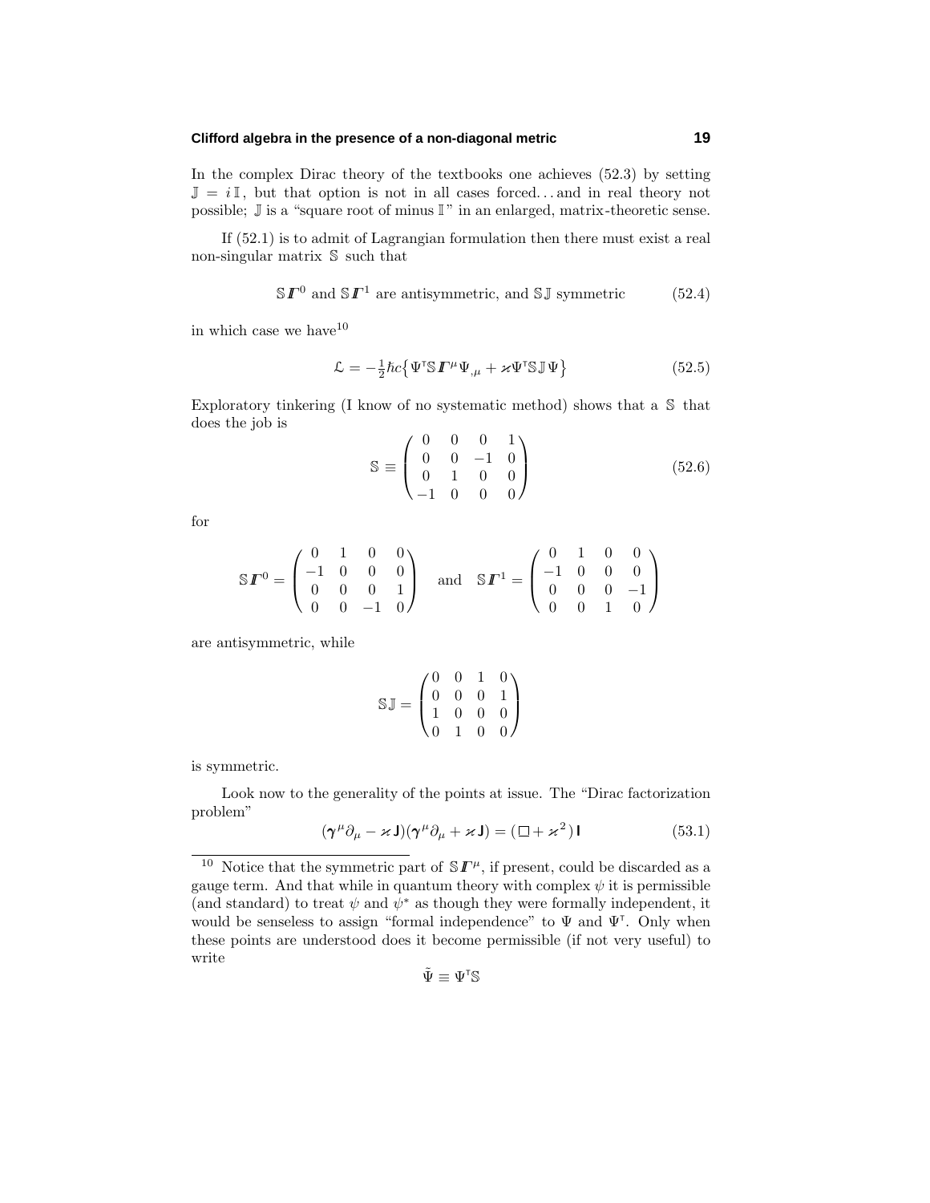In the complex Dirac theory of the textbooks one achieves (52.3) by setting $\mathbb{J} = i\,\mathbb{I}$, but that option is not in all cases forced. . . and in real theory not possible; $\mathbb{J}$ is a "square root of minus $\mathbb{I}$" in an enlarged, matrix-theoretic sense.

If (52.1) is to admit of Lagrangian formulation then there must exist a real non-singular matrix $\mathbb{S}$ such that

$$\mathbb{S}\boldsymbol{\Gamma}^0 \text{ and } \mathbb{S}\boldsymbol{\Gamma}^1 \text{ are antisymmetric, and } \mathbb{S}\mathbb{J} \text{ symmetric} \tag{52.4}$$

in which case we have[10]

$$\mathcal{L} = -\tfrac{1}{2}\hbar c\big\{\Psi^{\mathsf{T}}\mathbb{S}\boldsymbol{\Gamma}^\mu\Psi_{,\mu} + \varkappa\Psi^{\mathsf{T}}\mathbb{S}\mathbb{J}\Psi\big\} \tag{52.5}$$

Exploratory tinkering (I know of no systematic method) shows that a $\mathbb{S}$ that does the job is

$$\mathbb{S} \equiv \begin{pmatrix} 0 & 0 & 0 & 1 \\ 0 & 0 & -1 & 0 \\ 0 & 1 & 0 & 0 \\ -1 & 0 & 0 & 0 \end{pmatrix} \tag{52.6}$$

for

$$\mathbb{S}\boldsymbol{\Gamma}^0 = \begin{pmatrix} 0 & 1 & 0 & 0 \\ -1 & 0 & 0 & 0 \\ 0 & 0 & 0 & 1 \\ 0 & 0 & -1 & 0 \end{pmatrix} \quad \text{and} \quad \mathbb{S}\boldsymbol{\Gamma}^1 = \begin{pmatrix} 0 & 1 & 0 & 0 \\ -1 & 0 & 0 & 0 \\ 0 & 0 & 0 & -1 \\ 0 & 0 & 1 & 0 \end{pmatrix}$$

are antisymmetric, while

$$\mathbb{S}\mathbb{J} = \begin{pmatrix} 0 & 0 & 1 & 0 \\ 0 & 0 & 0 & 1 \\ 1 & 0 & 0 & 0 \\ 0 & 1 & 0 & 0 \end{pmatrix}$$

is symmetric.

Look now to the generality of the points at issue. The "Dirac factorization problem"

$$(\boldsymbol{\gamma}^\mu\partial_\mu - \varkappa\,\mathbf{J})(\boldsymbol{\gamma}^\mu\partial_\mu + \varkappa\,\mathbf{J}) = (\square + \varkappa^2)\,\mathbf{I} \tag{53.1}$$

---

[10] Notice that the symmetric part of $\mathbb{S}\boldsymbol{\Gamma}^\mu$, if present, could be discarded as a gauge term. And that while in quantum theory with complex $\psi$ it is permissible (and standard) to treat $\psi$ and $\psi^*$ as though they were formally independent, it would be senseless to assign "formal independence" to $\Psi$ and $\Psi^{\mathsf{T}}$. Only when these points are understood does it become permissible (if not very useful) to write

$$\tilde{\Psi} \equiv \Psi^{\mathsf{T}}\mathbb{S}$$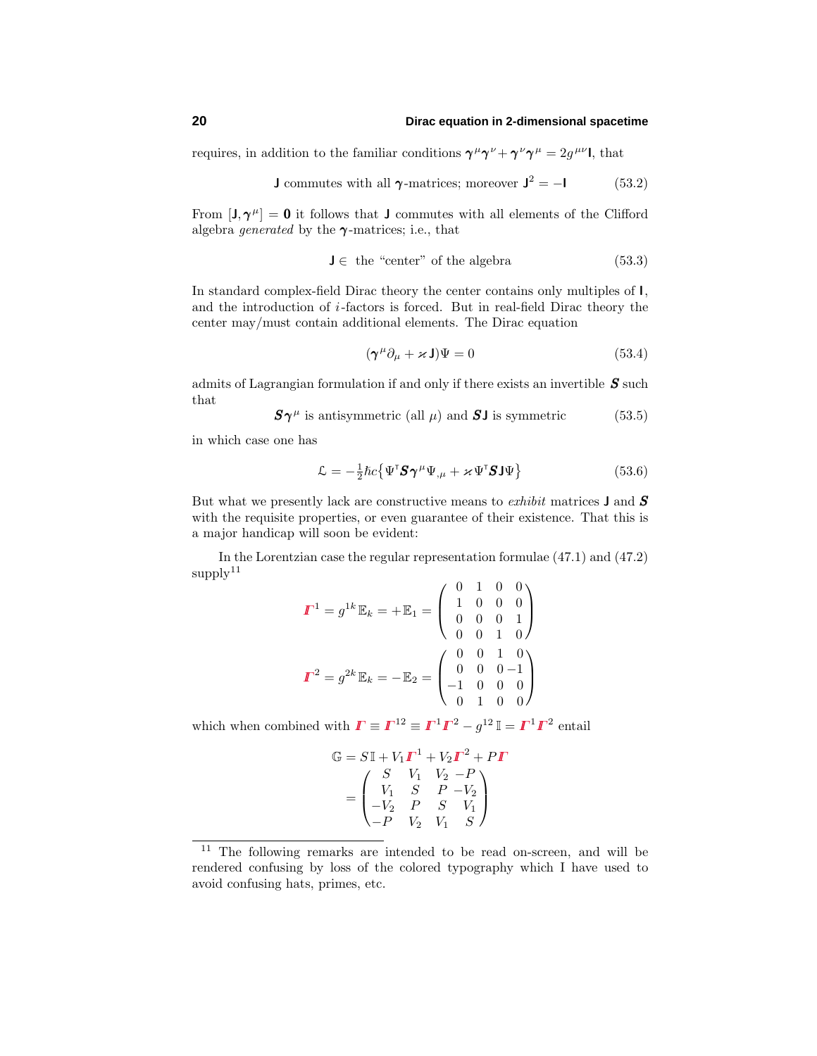requires, in addition to the familiar conditions $\boldsymbol{\gamma}^\mu\boldsymbol{\gamma}^\nu + \boldsymbol{\gamma}^\nu\boldsymbol{\gamma}^\mu = 2g^{\mu\nu}\mathbf{I}$, that

$$\mathbf{J} \text{ commutes with all } \boldsymbol{\gamma}\text{-matrices; moreover } \mathbf{J}^2 = -\mathbf{I} \tag{53.2}$$

From $[\mathbf{J}, \boldsymbol{\gamma}^\mu] = \mathbf{0}$ it follows that $\mathbf{J}$ commutes with all elements of the Clifford algebra *generated* by the $\boldsymbol{\gamma}$-matrices; i.e., that

$$\mathbf{J} \in \text{ the "center" of the algebra} \tag{53.3}$$

In standard complex-field Dirac theory the center contains only multiples of $\mathbf{I}$, and the introduction of $i$-factors is forced. But in real-field Dirac theory the center may/must contain additional elements. The Dirac equation

$$(\boldsymbol{\gamma}^\mu\partial_\mu + \varkappa\mathbf{J})\Psi = 0 \tag{53.4}$$

admits of Lagrangian formulation if and only if there exists an invertible $\boldsymbol{S}$ such that

$$\boldsymbol{S}\boldsymbol{\gamma}^\mu \text{ is antisymmetric (all } \mu) \text{ and } \boldsymbol{S}\mathbf{J} \text{ is symmetric} \tag{53.5}$$

in which case one has

$$\mathcal{L} = -\tfrac{1}{2}\hbar c\big\{\Psi^\mathsf{T}\boldsymbol{S}\boldsymbol{\gamma}^\mu\Psi_{,\mu} + \varkappa\Psi^\mathsf{T}\boldsymbol{S}\mathbf{J}\Psi\big\} \tag{53.6}$$

But what we presently lack are constructive means to *exhibit* matrices $\mathbf{J}$ and $\boldsymbol{S}$ with the requisite properties, or even guarantee of their existence. That this is a major handicap will soon be evident:

In the Lorentzian case the regular representation formulae (47.1) and (47.2) supply[11]

$$\boldsymbol{\Gamma}^1 = g^{1k}\,\mathbb{E}_k = +\mathbb{E}_1 = \begin{pmatrix} 0 & 1 & 0 & 0 \\ 1 & 0 & 0 & 0 \\ 0 & 0 & 0 & 1 \\ 0 & 0 & 1 & 0 \end{pmatrix}$$

$$\boldsymbol{\Gamma}^2 = g^{2k}\,\mathbb{E}_k = -\mathbb{E}_2 = \begin{pmatrix} 0 & 0 & 1 & 0 \\ 0 & 0 & 0 & -1 \\ -1 & 0 & 0 & 0 \\ 0 & 1 & 0 & 0 \end{pmatrix}$$

which when combined with $\boldsymbol{\Gamma} \equiv \boldsymbol{\Gamma}^{12} \equiv \boldsymbol{\Gamma}^1\boldsymbol{\Gamma}^2 - g^{12}\,\mathbb{I} = \boldsymbol{\Gamma}^1\boldsymbol{\Gamma}^2$ entail

$$\begin{aligned} \mathbb{G} &= S\,\mathbb{I} + V_1\boldsymbol{\Gamma}^1 + V_2\boldsymbol{\Gamma}^2 + P\boldsymbol{\Gamma} \\ &= \begin{pmatrix} S & V_1 & V_2 & -P \\ V_1 & S & P & -V_2 \\ -V_2 & P & S & V_1 \\ -P & V_2 & V_1 & S \end{pmatrix} \end{aligned}$$

[11] The following remarks are intended to be read on-screen, and will be rendered confusing by loss of the colored typography which I have used to avoid confusing hats, primes, etc.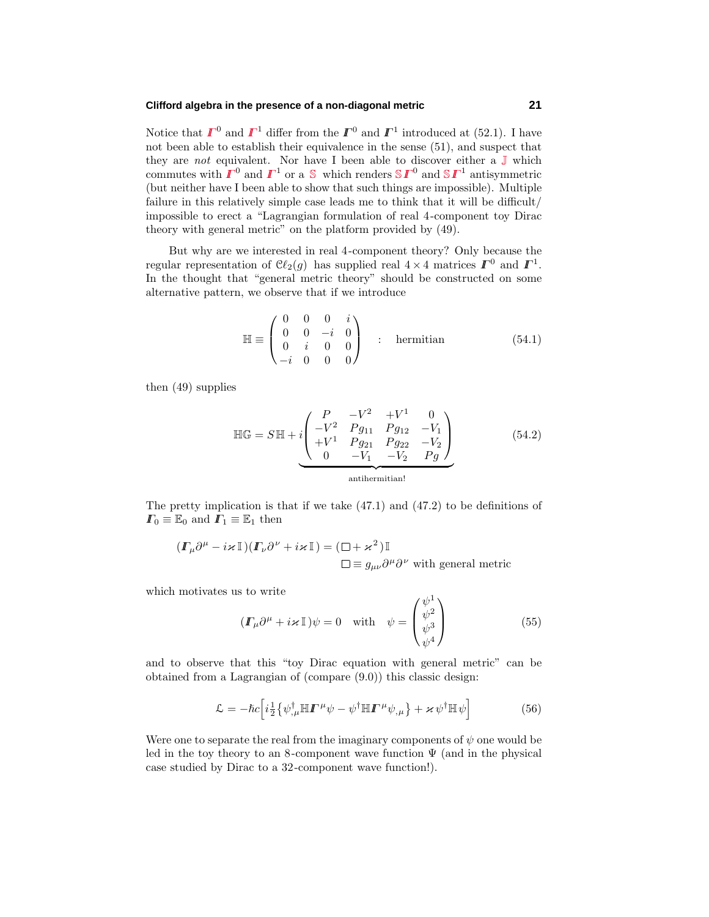Notice that $\boldsymbol{\Gamma}^0$ and $\boldsymbol{\Gamma}^1$ differ from the $\boldsymbol{\Gamma}^0$ and $\boldsymbol{\Gamma}^1$ introduced at (52.1). I have not been able to establish their equivalence in the sense (51), and suspect that they are *not* equivalent. Nor have I been able to discover either a $\mathbb{J}$ which commutes with $\boldsymbol{\Gamma}^0$ and $\boldsymbol{\Gamma}^1$ or a $\mathbb{S}$ which renders $\mathbb{S}\boldsymbol{\Gamma}^0$ and $\mathbb{S}\boldsymbol{\Gamma}^1$ antisymmetric (but neither have I been able to show that such things are impossible). Multiple failure in this relatively simple case leads me to think that it will be difficult/impossible to erect a "Lagrangian formulation of real 4-component toy Dirac theory with general metric" on the platform provided by (49).

But why are we interested in real 4-component theory? Only because the regular representation of $\mathcal{C}\ell_2(g)$ has supplied real $4\times 4$ matrices $\boldsymbol{\Gamma}^0$ and $\boldsymbol{\Gamma}^1$. In the thought that "general metric theory" should be constructed on some alternative pattern, we observe that if we introduce

$$\mathbb{H} \equiv \begin{pmatrix} 0 & 0 & 0 & i \\ 0 & 0 & -i & 0 \\ 0 & i & 0 & 0 \\ -i & 0 & 0 & 0 \end{pmatrix} \quad : \quad \text{hermitian} \tag{54.1}$$

then (49) supplies

$$\mathbb{H}\mathbb{G} = S\,\mathbb{H} + i\underbrace{\begin{pmatrix} P & -V^2 & +V^1 & 0 \\ -V^2 & Pg_{11} & Pg_{12} & -V_1 \\ +V^1 & Pg_{21} & Pg_{22} & -V_2 \\ 0 & -V_1 & -V_2 & Pg \end{pmatrix}}_{\text{antihermitian!}} \tag{54.2}$$

The pretty implication is that if we take (47.1) and (47.2) to be definitions of $\boldsymbol{\Gamma}_0 \equiv \mathbb{E}_0$ and $\boldsymbol{\Gamma}_1 \equiv \mathbb{E}_1$ then

$$(\boldsymbol{\Gamma}_\mu \partial^\mu - i\varkappa\,\mathbb{I})(\boldsymbol{\Gamma}_\nu \partial^\nu + i\varkappa\,\mathbb{I}) = (\square + \varkappa^2)\,\mathbb{I}$$
$$\square \equiv g_{\mu\nu}\partial^\mu\partial^\nu \text{ with general metric}$$

which motivates us to write

$$(\boldsymbol{\Gamma}_\mu \partial^\mu + i\varkappa\,\mathbb{I})\psi = 0 \quad \text{with} \quad \psi = \begin{pmatrix} \psi^1 \\ \psi^2 \\ \psi^3 \\ \psi^4 \end{pmatrix} \tag{55}$$

and to observe that this "toy Dirac equation with general metric" can be obtained from a Lagrangian of (compare (9.0)) this classic design:

$$\mathcal{L} = -\hbar c\Big[i\tfrac{1}{2}\big\{\psi^\dagger_{,\mu}\mathbb{H}\boldsymbol{\Gamma}^\mu\psi - \psi^\dagger\mathbb{H}\boldsymbol{\Gamma}^\mu\psi_{,\mu}\big\} + \varkappa\,\psi^\dagger\mathbb{H}\,\psi\Big] \tag{56}$$

Were one to separate the real from the imaginary components of $\psi$ one would be led in the toy theory to an 8-component wave function $\Psi$ (and in the physical case studied by Dirac to a 32-component wave function!).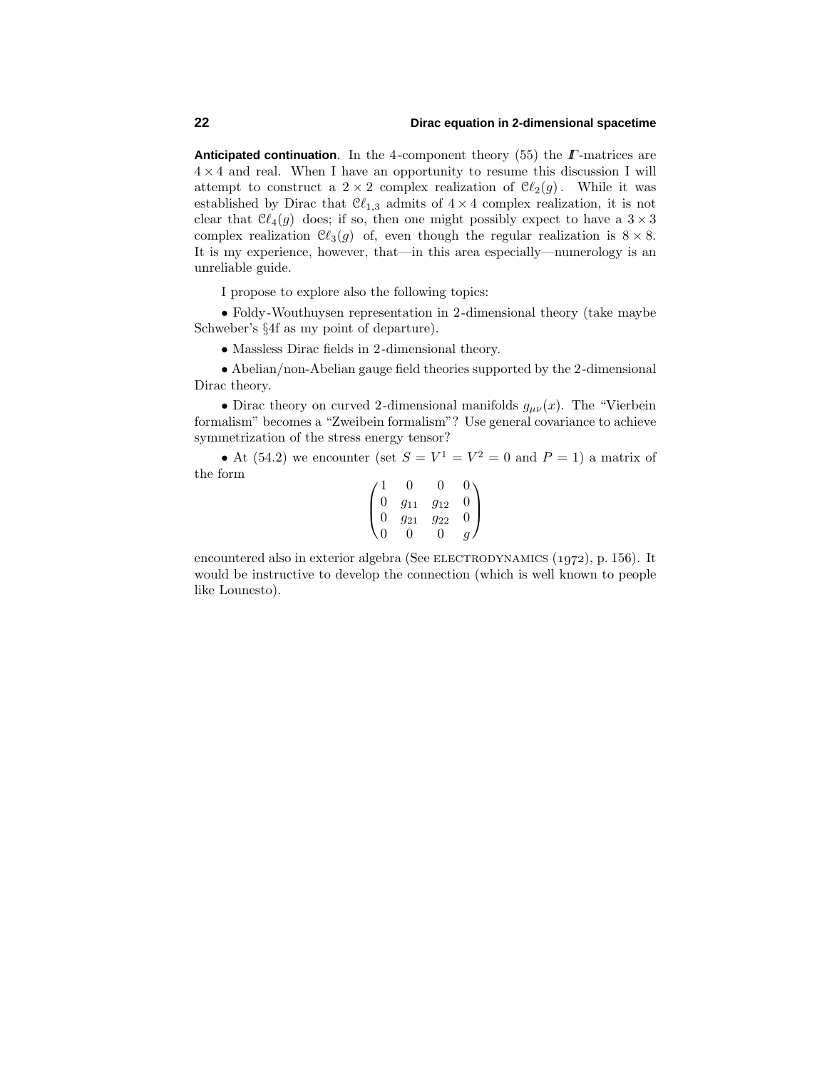**Anticipated continuation**. In the 4-component theory (55) the $\boldsymbol{\Gamma}$-matrices are $4\times 4$ and real. When I have an opportunity to resume this discussion I will attempt to construct a $2\times 2$ complex realization of $\mathcal{C}\ell_2(g)$. While it was established by Dirac that $\mathcal{C}\ell_{1,3}$ admits of $4\times 4$ complex realization, it is not clear that $\mathcal{C}\ell_4(g)$ does; if so, then one might possibly expect to have a $3\times 3$ complex realization $\mathcal{C}\ell_3(g)$ of, even though the regular realization is $8\times 8$. It is my experience, however, that—in this area especially—numerology is an unreliable guide.

I propose to explore also the following topics:

• Foldy-Wouthuysen representation in 2-dimensional theory (take maybe Schweber's §4f as my point of departure).

• Massless Dirac fields in 2-dimensional theory.

• Abelian/non-Abelian gauge field theories supported by the 2-dimensional Dirac theory.

• Dirac theory on curved 2-dimensional manifolds $g_{\mu\nu}(x)$. The "Vierbein formalism" becomes a "Zweibein formalism"? Use general covariance to achieve symmetrization of the stress energy tensor?

• At (54.2) we encounter (set $S = V^1 = V^2 = 0$ and $P = 1$) a matrix of the form

$$\begin{pmatrix} 1 & 0 & 0 & 0 \\ 0 & g_{11} & g_{12} & 0 \\ 0 & g_{21} & g_{22} & 0 \\ 0 & 0 & 0 & g \end{pmatrix}$$

encountered also in exterior algebra (See ELECTRODYNAMICS (1972), p. 156). It would be instructive to develop the connection (which is well known to people like Lounesto).